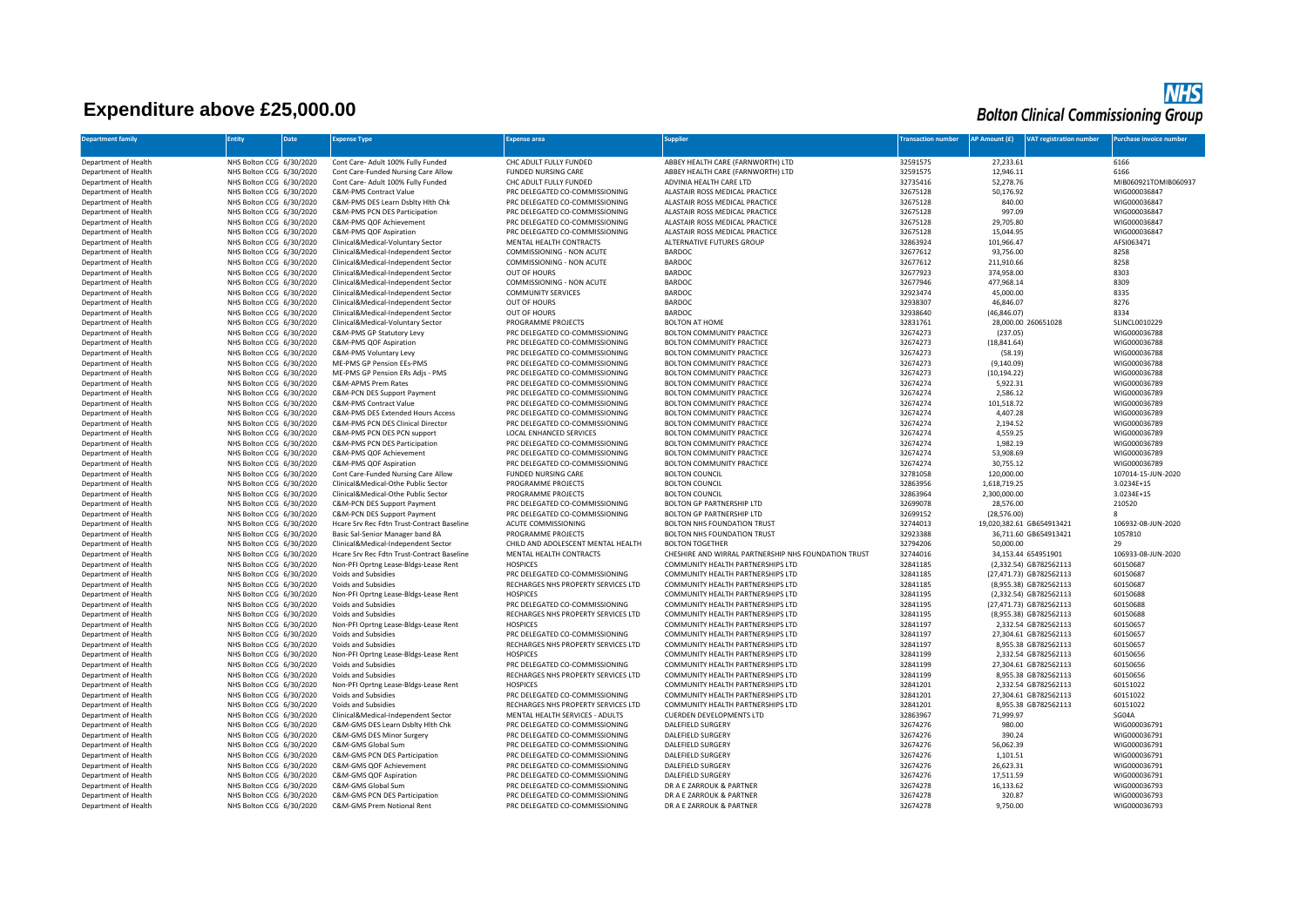# Expenditure above £25,000.00

**NHS Bolton Clinical Commissioning Group**

| Department family | Entity | Date | Expense Type | Expense area | Supplier | Transaction number | AP Amount (£) | VAT registration number | Purchase invoice number |
|---|---|---|---|---|---|---|---|---|---|
| Department of Health | NHS Bolton CCG | 6/30/2020 | Cont Care- Adult 100% Fully Funded | CHC ADULT FULLY FUNDED | ABBEY HEALTH CARE (FARNWORTH) LTD | 32591575 | 27,233.61 | | 6166 |
| Department of Health | NHS Bolton CCG | 6/30/2020 | Cont Care-Funded Nursing Care Allow | FUNDED NURSING CARE | ABBEY HEALTH CARE (FARNWORTH) LTD | 32591575 | 12,946.11 | | 6166 |
| Department of Health | NHS Bolton CCG | 6/30/2020 | Cont Care- Adult 100% Fully Funded | CHC ADULT FULLY FUNDED | ADVINIA HEALTH CARE LTD | 32735416 | 52,278.76 | | MIB060921TOMIB060937 |
| Department of Health | NHS Bolton CCG | 6/30/2020 | C&M-PMS Contract Value | PRC DELEGATED CO-COMMISSIONING | ALASTAIR ROSS MEDICAL PRACTICE | 32675128 | 50,176.92 | | WIG000036847 |
| Department of Health | NHS Bolton CCG | 6/30/2020 | C&M-PMS DES Learn Dsblty Hlth Chk | PRC DELEGATED CO-COMMISSIONING | ALASTAIR ROSS MEDICAL PRACTICE | 32675128 | 840.00 | | WIG000036847 |
| Department of Health | NHS Bolton CCG | 6/30/2020 | C&M-PMS PCN DES Participation | PRC DELEGATED CO-COMMISSIONING | ALASTAIR ROSS MEDICAL PRACTICE | 32675128 | 997.09 | | WIG000036847 |
| Department of Health | NHS Bolton CCG | 6/30/2020 | C&M-PMS QOF Achievement | PRC DELEGATED CO-COMMISSIONING | ALASTAIR ROSS MEDICAL PRACTICE | 32675128 | 29,705.80 | | WIG000036847 |
| Department of Health | NHS Bolton CCG | 6/30/2020 | C&M-PMS QOF Aspiration | PRC DELEGATED CO-COMMISSIONING | ALASTAIR ROSS MEDICAL PRACTICE | 32675128 | 15,044.95 | | WIG000036847 |
| Department of Health | NHS Bolton CCG | 6/30/2020 | Clinical&Medical-Voluntary Sector | MENTAL HEALTH CONTRACTS | ALTERNATIVE FUTURES GROUP | 32863924 | 101,966.47 | | AFSI063471 |
| Department of Health | NHS Bolton CCG | 6/30/2020 | Clinical&Medical-Independent Sector | COMMISSIONING - NON ACUTE | BARDOC | 32677612 | 93,756.00 | | 8258 |
| Department of Health | NHS Bolton CCG | 6/30/2020 | Clinical&Medical-Independent Sector | COMMISSIONING - NON ACUTE | BARDOC | 32677612 | 211,910.66 | | 8258 |
| Department of Health | NHS Bolton CCG | 6/30/2020 | Clinical&Medical-Independent Sector | OUT OF HOURS | BARDOC | 32677923 | 374,958.00 | | 8303 |
| Department of Health | NHS Bolton CCG | 6/30/2020 | Clinical&Medical-Independent Sector | COMMISSIONING - NON ACUTE | BARDOC | 32677946 | 477,968.14 | | 8309 |
| Department of Health | NHS Bolton CCG | 6/30/2020 | Clinical&Medical-Independent Sector | COMMUNITY SERVICES | BARDOC | 32923474 | 45,000.00 | | 8335 |
| Department of Health | NHS Bolton CCG | 6/30/2020 | Clinical&Medical-Independent Sector | OUT OF HOURS | BARDOC | 32938307 | 46,846.07 | | 8276 |
| Department of Health | NHS Bolton CCG | 6/30/2020 | Clinical&Medical-Independent Sector | OUT OF HOURS | BARDOC | 32938640 | (46,846.07) | | 8334 |
| Department of Health | NHS Bolton CCG | 6/30/2020 | Clinical&Medical-Voluntary Sector | PROGRAMME PROJECTS | BOLTON AT HOME | 32831761 | 28,000.00 | 260651028 | SLINCL0010229 |
| Department of Health | NHS Bolton CCG | 6/30/2020 | C&M-PMS GP Statutory Levy | PRC DELEGATED CO-COMMISSIONING | BOLTON COMMUNITY PRACTICE | 32674273 | (237.05) | | WIG000036788 |
| Department of Health | NHS Bolton CCG | 6/30/2020 | C&M-PMS QOF Aspiration | PRC DELEGATED CO-COMMISSIONING | BOLTON COMMUNITY PRACTICE | 32674273 | (18,841.64) | | WIG000036788 |
| Department of Health | NHS Bolton CCG | 6/30/2020 | C&M-PMS Voluntary Levy | PRC DELEGATED CO-COMMISSIONING | BOLTON COMMUNITY PRACTICE | 32674273 | (58.19) | | WIG000036788 |
| Department of Health | NHS Bolton CCG | 6/30/2020 | ME-PMS GP Pension EEs-PMS | PRC DELEGATED CO-COMMISSIONING | BOLTON COMMUNITY PRACTICE | 32674273 | (9,140.09) | | WIG000036788 |
| Department of Health | NHS Bolton CCG | 6/30/2020 | ME-PMS GP Pension ERs Adjs - PMS | PRC DELEGATED CO-COMMISSIONING | BOLTON COMMUNITY PRACTICE | 32674273 | (10,194.22) | | WIG000036788 |
| Department of Health | NHS Bolton CCG | 6/30/2020 | C&M-APMS Prem Rates | PRC DELEGATED CO-COMMISSIONING | BOLTON COMMUNITY PRACTICE | 32674274 | 5,922.31 | | WIG000036789 |
| Department of Health | NHS Bolton CCG | 6/30/2020 | C&M-PCN DES Support Payment | PRC DELEGATED CO-COMMISSIONING | BOLTON COMMUNITY PRACTICE | 32674274 | 2,586.12 | | WIG000036789 |
| Department of Health | NHS Bolton CCG | 6/30/2020 | C&M-PMS Contract Value | PRC DELEGATED CO-COMMISSIONING | BOLTON COMMUNITY PRACTICE | 32674274 | 101,518.72 | | WIG000036789 |
| Department of Health | NHS Bolton CCG | 6/30/2020 | C&M-PMS DES Extended Hours Access | PRC DELEGATED CO-COMMISSIONING | BOLTON COMMUNITY PRACTICE | 32674274 | 4,407.28 | | WIG000036789 |
| Department of Health | NHS Bolton CCG | 6/30/2020 | C&M-PMS PCN DES Clinical Director | PRC DELEGATED CO-COMMISSIONING | BOLTON COMMUNITY PRACTICE | 32674274 | 2,194.52 | | WIG000036789 |
| Department of Health | NHS Bolton CCG | 6/30/2020 | C&M-PMS PCN DES PCN support | LOCAL ENHANCED SERVICES | BOLTON COMMUNITY PRACTICE | 32674274 | 4,559.25 | | WIG000036789 |
| Department of Health | NHS Bolton CCG | 6/30/2020 | C&M-PMS PCN DES Participation | PRC DELEGATED CO-COMMISSIONING | BOLTON COMMUNITY PRACTICE | 32674274 | 1,982.19 | | WIG000036789 |
| Department of Health | NHS Bolton CCG | 6/30/2020 | C&M-PMS QOF Achievement | PRC DELEGATED CO-COMMISSIONING | BOLTON COMMUNITY PRACTICE | 32674274 | 53,908.69 | | WIG000036789 |
| Department of Health | NHS Bolton CCG | 6/30/2020 | C&M-PMS QOF Aspiration | PRC DELEGATED CO-COMMISSIONING | BOLTON COMMUNITY PRACTICE | 32674274 | 30,755.12 | | WIG000036789 |
| Department of Health | NHS Bolton CCG | 6/30/2020 | Cont Care-Funded Nursing Care Allow | FUNDED NURSING CARE | BOLTON COUNCIL | 32781058 | 120,000.00 | | 107014-15-JUN-2020 |
| Department of Health | NHS Bolton CCG | 6/30/2020 | Clinical&Medical-Othe Public Sector | PROGRAMME PROJECTS | BOLTON COUNCIL | 32863956 | 1,618,719.25 | | 3.0234E+15 |
| Department of Health | NHS Bolton CCG | 6/30/2020 | Clinical&Medical-Othe Public Sector | PROGRAMME PROJECTS | BOLTON COUNCIL | 32863964 | 2,300,000.00 | | 3.0234E+15 |
| Department of Health | NHS Bolton CCG | 6/30/2020 | C&M-PCN DES Support Payment | PRC DELEGATED CO-COMMISSIONING | BOLTON GP PARTNERSHIP LTD | 32699078 | 28,576.00 | | 210520 |
| Department of Health | NHS Bolton CCG | 6/30/2020 | C&M-PCN DES Support Payment | PRC DELEGATED CO-COMMISSIONING | BOLTON GP PARTNERSHIP LTD | 32699152 | (28,576.00) | | 8 |
| Department of Health | NHS Bolton CCG | 6/30/2020 | Hcare Srv Rec Fdtn Trust-Contract Baseline | ACUTE COMMISSIONING | BOLTON NHS FOUNDATION TRUST | 32744013 | 19,020,382.61 | GB654913421 | 106932-08-JUN-2020 |
| Department of Health | NHS Bolton CCG | 6/30/2020 | Basic Sal-Senior Manager band 8A | PROGRAMME PROJECTS | BOLTON NHS FOUNDATION TRUST | 32923388 | 36,711.60 | GB654913421 | 1057810 |
| Department of Health | NHS Bolton CCG | 6/30/2020 | Clinical&Medical-Independent Sector | CHILD AND ADOLESCENT MENTAL HEALTH | BOLTON TOGETHER | 32794206 | 50,000.00 | | 29 |
| Department of Health | NHS Bolton CCG | 6/30/2020 | Hcare Srv Rec Fdtn Trust-Contract Baseline | MENTAL HEALTH CONTRACTS | CHESHIRE AND WIRRAL PARTNERSHIP NHS FOUNDATION TRUST | 32744016 | 34,153.44 | 654951901 | 106933-08-JUN-2020 |
| Department of Health | NHS Bolton CCG | 6/30/2020 | Non-PFI Oprtng Lease-Bldgs-Lease Rent | HOSPICES | COMMUNITY HEALTH PARTNERSHIPS LTD | 32841185 | (2,332.54) | GB782562113 | 60150687 |
| Department of Health | NHS Bolton CCG | 6/30/2020 | Voids and Subsidies | PRC DELEGATED CO-COMMISSIONING | COMMUNITY HEALTH PARTNERSHIPS LTD | 32841185 | (27,471.73) | GB782562113 | 60150687 |
| Department of Health | NHS Bolton CCG | 6/30/2020 | Voids and Subsidies | RECHARGES NHS PROPERTY SERVICES LTD | COMMUNITY HEALTH PARTNERSHIPS LTD | 32841185 | (8,955.38) | GB782562113 | 60150687 |
| Department of Health | NHS Bolton CCG | 6/30/2020 | Non-PFI Oprtng Lease-Bldgs-Lease Rent | HOSPICES | COMMUNITY HEALTH PARTNERSHIPS LTD | 32841195 | (2,332.54) | GB782562113 | 60150688 |
| Department of Health | NHS Bolton CCG | 6/30/2020 | Voids and Subsidies | PRC DELEGATED CO-COMMISSIONING | COMMUNITY HEALTH PARTNERSHIPS LTD | 32841195 | (27,471.73) | GB782562113 | 60150688 |
| Department of Health | NHS Bolton CCG | 6/30/2020 | Voids and Subsidies | RECHARGES NHS PROPERTY SERVICES LTD | COMMUNITY HEALTH PARTNERSHIPS LTD | 32841195 | (8,955.38) | GB782562113 | 60150688 |
| Department of Health | NHS Bolton CCG | 6/30/2020 | Non-PFI Oprtng Lease-Bldgs-Lease Rent | HOSPICES | COMMUNITY HEALTH PARTNERSHIPS LTD | 32841197 | 2,332.54 | GB782562113 | 60150657 |
| Department of Health | NHS Bolton CCG | 6/30/2020 | Voids and Subsidies | PRC DELEGATED CO-COMMISSIONING | COMMUNITY HEALTH PARTNERSHIPS LTD | 32841197 | 27,304.61 | GB782562113 | 60150657 |
| Department of Health | NHS Bolton CCG | 6/30/2020 | Voids and Subsidies | RECHARGES NHS PROPERTY SERVICES LTD | COMMUNITY HEALTH PARTNERSHIPS LTD | 32841197 | 8,955.38 | GB782562113 | 60150657 |
| Department of Health | NHS Bolton CCG | 6/30/2020 | Non-PFI Oprtng Lease-Bldgs-Lease Rent | HOSPICES | COMMUNITY HEALTH PARTNERSHIPS LTD | 32841199 | 2,332.54 | GB782562113 | 60150656 |
| Department of Health | NHS Bolton CCG | 6/30/2020 | Voids and Subsidies | PRC DELEGATED CO-COMMISSIONING | COMMUNITY HEALTH PARTNERSHIPS LTD | 32841199 | 27,304.61 | GB782562113 | 60150656 |
| Department of Health | NHS Bolton CCG | 6/30/2020 | Voids and Subsidies | RECHARGES NHS PROPERTY SERVICES LTD | COMMUNITY HEALTH PARTNERSHIPS LTD | 32841199 | 8,955.38 | GB782562113 | 60150656 |
| Department of Health | NHS Bolton CCG | 6/30/2020 | Non-PFI Oprtng Lease-Bldgs-Lease Rent | HOSPICES | COMMUNITY HEALTH PARTNERSHIPS LTD | 32841201 | 2,332.54 | GB782562113 | 60151022 |
| Department of Health | NHS Bolton CCG | 6/30/2020 | Voids and Subsidies | PRC DELEGATED CO-COMMISSIONING | COMMUNITY HEALTH PARTNERSHIPS LTD | 32841201 | 27,304.61 | GB782562113 | 60151022 |
| Department of Health | NHS Bolton CCG | 6/30/2020 | Voids and Subsidies | RECHARGES NHS PROPERTY SERVICES LTD | COMMUNITY HEALTH PARTNERSHIPS LTD | 32841201 | 8,955.38 | GB782562113 | 60151022 |
| Department of Health | NHS Bolton CCG | 6/30/2020 | Clinical&Medical-Independent Sector | MENTAL HEALTH SERVICES - ADULTS | CUERDEN DEVELOPMENTS LTD | 32863967 | 71,999.97 | | SG04A |
| Department of Health | NHS Bolton CCG | 6/30/2020 | C&M-GMS DES Learn Dsblty Hlth Chk | PRC DELEGATED CO-COMMISSIONING | DALEFIELD SURGERY | 32674276 | 980.00 | | WIG000036791 |
| Department of Health | NHS Bolton CCG | 6/30/2020 | C&M-GMS DES Minor Surgery | PRC DELEGATED CO-COMMISSIONING | DALEFIELD SURGERY | 32674276 | 390.24 | | WIG000036791 |
| Department of Health | NHS Bolton CCG | 6/30/2020 | C&M-GMS Global Sum | PRC DELEGATED CO-COMMISSIONING | DALEFIELD SURGERY | 32674276 | 56,062.39 | | WIG000036791 |
| Department of Health | NHS Bolton CCG | 6/30/2020 | C&M-GMS PCN DES Participation | PRC DELEGATED CO-COMMISSIONING | DALEFIELD SURGERY | 32674276 | 1,101.51 | | WIG000036791 |
| Department of Health | NHS Bolton CCG | 6/30/2020 | C&M-GMS QOF Achievement | PRC DELEGATED CO-COMMISSIONING | DALEFIELD SURGERY | 32674276 | 26,623.31 | | WIG000036791 |
| Department of Health | NHS Bolton CCG | 6/30/2020 | C&M-GMS QOF Aspiration | PRC DELEGATED CO-COMMISSIONING | DALEFIELD SURGERY | 32674276 | 17,511.59 | | WIG000036791 |
| Department of Health | NHS Bolton CCG | 6/30/2020 | C&M-GMS Global Sum | PRC DELEGATED CO-COMMISSIONING | DR A E ZARROUK & PARTNER | 32674278 | 16,133.62 | | WIG000036793 |
| Department of Health | NHS Bolton CCG | 6/30/2020 | C&M-GMS PCN DES Participation | PRC DELEGATED CO-COMMISSIONING | DR A E ZARROUK & PARTNER | 32674278 | 320.87 | | WIG000036793 |
| Department of Health | NHS Bolton CCG | 6/30/2020 | C&M-GMS Prem Notional Rent | PRC DELEGATED CO-COMMISSIONING | DR A E ZARROUK & PARTNER | 32674278 | 9,750.00 | | WIG000036793 |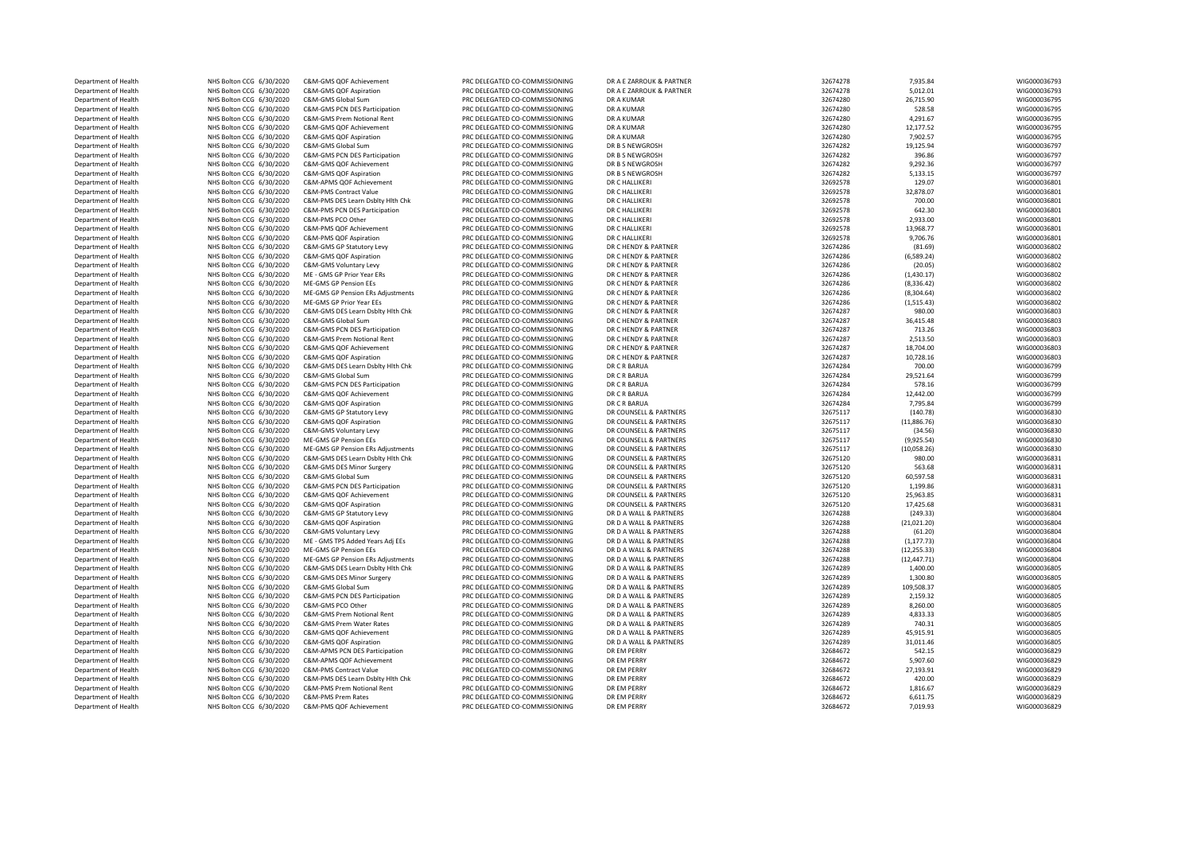| | | | | | | | |
|---|---|---|---|---|---|---|---|
| Department of Health | NHS Bolton CCG 6/30/2020 | C&M-GMS QOF Achievement | PRC DELEGATED CO-COMMISSIONING | DR A E ZARROUK & PARTNER | 32674278 | 7,935.84 | WIG000036793 |
| Department of Health | NHS Bolton CCG 6/30/2020 | C&M-GMS QOF Aspiration | PRC DELEGATED CO-COMMISSIONING | DR A E ZARROUK & PARTNER | 32674278 | 5,012.01 | WIG000036793 |
| Department of Health | NHS Bolton CCG 6/30/2020 | C&M-GMS Global Sum | PRC DELEGATED CO-COMMISSIONING | DR A KUMAR | 32674280 | 26,715.90 | WIG000036795 |
| Department of Health | NHS Bolton CCG 6/30/2020 | C&M-GMS PCN DES Participation | PRC DELEGATED CO-COMMISSIONING | DR A KUMAR | 32674280 | 528.58 | WIG000036795 |
| Department of Health | NHS Bolton CCG 6/30/2020 | C&M-GMS Prem Notional Rent | PRC DELEGATED CO-COMMISSIONING | DR A KUMAR | 32674280 | 4,291.67 | WIG000036795 |
| Department of Health | NHS Bolton CCG 6/30/2020 | C&M-GMS QOF Achievement | PRC DELEGATED CO-COMMISSIONING | DR A KUMAR | 32674280 | 12,177.52 | WIG000036795 |
| Department of Health | NHS Bolton CCG 6/30/2020 | C&M-GMS QOF Aspiration | PRC DELEGATED CO-COMMISSIONING | DR A KUMAR | 32674280 | 7,902.57 | WIG000036795 |
| Department of Health | NHS Bolton CCG 6/30/2020 | C&M-GMS Global Sum | PRC DELEGATED CO-COMMISSIONING | DR B S NEWGROSH | 32674282 | 19,125.94 | WIG000036797 |
| Department of Health | NHS Bolton CCG 6/30/2020 | C&M-GMS PCN DES Participation | PRC DELEGATED CO-COMMISSIONING | DR B S NEWGROSH | 32674282 | 396.86 | WIG000036797 |
| Department of Health | NHS Bolton CCG 6/30/2020 | C&M-GMS QOF Achievement | PRC DELEGATED CO-COMMISSIONING | DR B S NEWGROSH | 32674282 | 9,292.36 | WIG000036797 |
| Department of Health | NHS Bolton CCG 6/30/2020 | C&M-GMS QOF Aspiration | PRC DELEGATED CO-COMMISSIONING | DR B S NEWGROSH | 32674282 | 5,133.15 | WIG000036797 |
| Department of Health | NHS Bolton CCG 6/30/2020 | C&M-APMS QOF Achievement | PRC DELEGATED CO-COMMISSIONING | DR C HALLIKERI | 32692578 | 129.07 | WIG000036801 |
| Department of Health | NHS Bolton CCG 6/30/2020 | C&M-PMS Contract Value | PRC DELEGATED CO-COMMISSIONING | DR C HALLIKERI | 32692578 | 32,878.07 | WIG000036801 |
| Department of Health | NHS Bolton CCG 6/30/2020 | C&M-PMS DES Learn Dsblty Hlth Chk | PRC DELEGATED CO-COMMISSIONING | DR C HALLIKERI | 32692578 | 700.00 | WIG000036801 |
| Department of Health | NHS Bolton CCG 6/30/2020 | C&M-PMS PCN DES Participation | PRC DELEGATED CO-COMMISSIONING | DR C HALLIKERI | 32692578 | 642.30 | WIG000036801 |
| Department of Health | NHS Bolton CCG 6/30/2020 | C&M-PMS PCO Other | PRC DELEGATED CO-COMMISSIONING | DR C HALLIKERI | 32692578 | 2,933.00 | WIG000036801 |
| Department of Health | NHS Bolton CCG 6/30/2020 | C&M-PMS QOF Achievement | PRC DELEGATED CO-COMMISSIONING | DR C HALLIKERI | 32692578 | 13,968.77 | WIG000036801 |
| Department of Health | NHS Bolton CCG 6/30/2020 | C&M-PMS QOF Aspiration | PRC DELEGATED CO-COMMISSIONING | DR C HALLIKERI | 32692578 | 9,706.76 | WIG000036801 |
| Department of Health | NHS Bolton CCG 6/30/2020 | C&M-GMS GP Statutory Levy | PRC DELEGATED CO-COMMISSIONING | DR C HENDY & PARTNER | 32674286 | (81.69) | WIG000036802 |
| Department of Health | NHS Bolton CCG 6/30/2020 | C&M-GMS QOF Aspiration | PRC DELEGATED CO-COMMISSIONING | DR C HENDY & PARTNER | 32674286 | (6,589.24) | WIG000036802 |
| Department of Health | NHS Bolton CCG 6/30/2020 | C&M-GMS Voluntary Levy | PRC DELEGATED CO-COMMISSIONING | DR C HENDY & PARTNER | 32674286 | (20.05) | WIG000036802 |
| Department of Health | NHS Bolton CCG 6/30/2020 | ME - GMS GP Prior Year ERs | PRC DELEGATED CO-COMMISSIONING | DR C HENDY & PARTNER | 32674286 | (1,430.17) | WIG000036802 |
| Department of Health | NHS Bolton CCG 6/30/2020 | ME-GMS GP Pension EEs | PRC DELEGATED CO-COMMISSIONING | DR C HENDY & PARTNER | 32674286 | (8,336.42) | WIG000036802 |
| Department of Health | NHS Bolton CCG 6/30/2020 | ME-GMS GP Pension ERs Adjustments | PRC DELEGATED CO-COMMISSIONING | DR C HENDY & PARTNER | 32674286 | (8,304.64) | WIG000036802 |
| Department of Health | NHS Bolton CCG 6/30/2020 | ME-GMS GP Prior Year EEs | PRC DELEGATED CO-COMMISSIONING | DR C HENDY & PARTNER | 32674286 | (1,515.43) | WIG000036802 |
| Department of Health | NHS Bolton CCG 6/30/2020 | C&M-GMS DES Learn Dsblty Hlth Chk | PRC DELEGATED CO-COMMISSIONING | DR C HENDY & PARTNER | 32674287 | 980.00 | WIG000036803 |
| Department of Health | NHS Bolton CCG 6/30/2020 | C&M-GMS Global Sum | PRC DELEGATED CO-COMMISSIONING | DR C HENDY & PARTNER | 32674287 | 36,415.48 | WIG000036803 |
| Department of Health | NHS Bolton CCG 6/30/2020 | C&M-GMS PCN DES Participation | PRC DELEGATED CO-COMMISSIONING | DR C HENDY & PARTNER | 32674287 | 713.26 | WIG000036803 |
| Department of Health | NHS Bolton CCG 6/30/2020 | C&M-GMS Prem Notional Rent | PRC DELEGATED CO-COMMISSIONING | DR C HENDY & PARTNER | 32674287 | 2,513.50 | WIG000036803 |
| Department of Health | NHS Bolton CCG 6/30/2020 | C&M-GMS QOF Achievement | PRC DELEGATED CO-COMMISSIONING | DR C HENDY & PARTNER | 32674287 | 18,704.00 | WIG000036803 |
| Department of Health | NHS Bolton CCG 6/30/2020 | C&M-GMS QOF Aspiration | PRC DELEGATED CO-COMMISSIONING | DR C HENDY & PARTNER | 32674287 | 10,728.16 | WIG000036803 |
| Department of Health | NHS Bolton CCG 6/30/2020 | C&M-GMS DES Learn Dsblty Hlth Chk | PRC DELEGATED CO-COMMISSIONING | DR C R BARUA | 32674284 | 700.00 | WIG000036799 |
| Department of Health | NHS Bolton CCG 6/30/2020 | C&M-GMS Global Sum | PRC DELEGATED CO-COMMISSIONING | DR C R BARUA | 32674284 | 29,521.64 | WIG000036799 |
| Department of Health | NHS Bolton CCG 6/30/2020 | C&M-GMS PCN DES Participation | PRC DELEGATED CO-COMMISSIONING | DR C R BARUA | 32674284 | 578.16 | WIG000036799 |
| Department of Health | NHS Bolton CCG 6/30/2020 | C&M-GMS QOF Achievement | PRC DELEGATED CO-COMMISSIONING | DR C R BARUA | 32674284 | 12,442.00 | WIG000036799 |
| Department of Health | NHS Bolton CCG 6/30/2020 | C&M-GMS QOF Aspiration | PRC DELEGATED CO-COMMISSIONING | DR C R BARUA | 32674284 | 7,795.84 | WIG000036799 |
| Department of Health | NHS Bolton CCG 6/30/2020 | C&M-GMS GP Statutory Levy | PRC DELEGATED CO-COMMISSIONING | DR COUNSELL & PARTNERS | 32675117 | (140.78) | WIG000036830 |
| Department of Health | NHS Bolton CCG 6/30/2020 | C&M-GMS QOF Aspiration | PRC DELEGATED CO-COMMISSIONING | DR COUNSELL & PARTNERS | 32675117 | (11,886.76) | WIG000036830 |
| Department of Health | NHS Bolton CCG 6/30/2020 | C&M-GMS Voluntary Levy | PRC DELEGATED CO-COMMISSIONING | DR COUNSELL & PARTNERS | 32675117 | (34.56) | WIG000036830 |
| Department of Health | NHS Bolton CCG 6/30/2020 | ME-GMS GP Pension EEs | PRC DELEGATED CO-COMMISSIONING | DR COUNSELL & PARTNERS | 32675117 | (9,925.54) | WIG000036830 |
| Department of Health | NHS Bolton CCG 6/30/2020 | ME-GMS GP Pension ERs Adjustments | PRC DELEGATED CO-COMMISSIONING | DR COUNSELL & PARTNERS | 32675117 | (10,058.26) | WIG000036830 |
| Department of Health | NHS Bolton CCG 6/30/2020 | C&M-GMS DES Learn Dsblty Hlth Chk | PRC DELEGATED CO-COMMISSIONING | DR COUNSELL & PARTNERS | 32675120 | 980.00 | WIG000036831 |
| Department of Health | NHS Bolton CCG 6/30/2020 | C&M-GMS DES Minor Surgery | PRC DELEGATED CO-COMMISSIONING | DR COUNSELL & PARTNERS | 32675120 | 563.68 | WIG000036831 |
| Department of Health | NHS Bolton CCG 6/30/2020 | C&M-GMS Global Sum | PRC DELEGATED CO-COMMISSIONING | DR COUNSELL & PARTNERS | 32675120 | 60,597.58 | WIG000036831 |
| Department of Health | NHS Bolton CCG 6/30/2020 | C&M-GMS PCN DES Participation | PRC DELEGATED CO-COMMISSIONING | DR COUNSELL & PARTNERS | 32675120 | 1,199.86 | WIG000036831 |
| Department of Health | NHS Bolton CCG 6/30/2020 | C&M-GMS QOF Achievement | PRC DELEGATED CO-COMMISSIONING | DR COUNSELL & PARTNERS | 32675120 | 25,963.85 | WIG000036831 |
| Department of Health | NHS Bolton CCG 6/30/2020 | C&M-GMS QOF Aspiration | PRC DELEGATED CO-COMMISSIONING | DR COUNSELL & PARTNERS | 32675120 | 17,425.68 | WIG000036831 |
| Department of Health | NHS Bolton CCG 6/30/2020 | C&M-GMS GP Statutory Levy | PRC DELEGATED CO-COMMISSIONING | DR D A WALL & PARTNERS | 32674288 | (249.33) | WIG000036804 |
| Department of Health | NHS Bolton CCG 6/30/2020 | C&M-GMS QOF Aspiration | PRC DELEGATED CO-COMMISSIONING | DR D A WALL & PARTNERS | 32674288 | (21,021.20) | WIG000036804 |
| Department of Health | NHS Bolton CCG 6/30/2020 | C&M-GMS Voluntary Levy | PRC DELEGATED CO-COMMISSIONING | DR D A WALL & PARTNERS | 32674288 | (61.20) | WIG000036804 |
| Department of Health | NHS Bolton CCG 6/30/2020 | ME - GMS TPS Added Years Adj EEs | PRC DELEGATED CO-COMMISSIONING | DR D A WALL & PARTNERS | 32674288 | (1,177.73) | WIG000036804 |
| Department of Health | NHS Bolton CCG 6/30/2020 | ME-GMS GP Pension EEs | PRC DELEGATED CO-COMMISSIONING | DR D A WALL & PARTNERS | 32674288 | (12,255.33) | WIG000036804 |
| Department of Health | NHS Bolton CCG 6/30/2020 | ME-GMS GP Pension ERs Adjustments | PRC DELEGATED CO-COMMISSIONING | DR D A WALL & PARTNERS | 32674288 | (12,447.71) | WIG000036804 |
| Department of Health | NHS Bolton CCG 6/30/2020 | C&M-GMS DES Learn Dsblty Hlth Chk | PRC DELEGATED CO-COMMISSIONING | DR D A WALL & PARTNERS | 32674289 | 1,400.00 | WIG000036805 |
| Department of Health | NHS Bolton CCG 6/30/2020 | C&M-GMS DES Minor Surgery | PRC DELEGATED CO-COMMISSIONING | DR D A WALL & PARTNERS | 32674289 | 1,300.80 | WIG000036805 |
| Department of Health | NHS Bolton CCG 6/30/2020 | C&M-GMS Global Sum | PRC DELEGATED CO-COMMISSIONING | DR D A WALL & PARTNERS | 32674289 | 109,508.37 | WIG000036805 |
| Department of Health | NHS Bolton CCG 6/30/2020 | C&M-GMS PCN DES Participation | PRC DELEGATED CO-COMMISSIONING | DR D A WALL & PARTNERS | 32674289 | 2,159.32 | WIG000036805 |
| Department of Health | NHS Bolton CCG 6/30/2020 | C&M-GMS PCO Other | PRC DELEGATED CO-COMMISSIONING | DR D A WALL & PARTNERS | 32674289 | 8,260.00 | WIG000036805 |
| Department of Health | NHS Bolton CCG 6/30/2020 | C&M-GMS Prem Notional Rent | PRC DELEGATED CO-COMMISSIONING | DR D A WALL & PARTNERS | 32674289 | 4,833.33 | WIG000036805 |
| Department of Health | NHS Bolton CCG 6/30/2020 | C&M-GMS Prem Water Rates | PRC DELEGATED CO-COMMISSIONING | DR D A WALL & PARTNERS | 32674289 | 740.31 | WIG000036805 |
| Department of Health | NHS Bolton CCG 6/30/2020 | C&M-GMS QOF Achievement | PRC DELEGATED CO-COMMISSIONING | DR D A WALL & PARTNERS | 32674289 | 45,915.91 | WIG000036805 |
| Department of Health | NHS Bolton CCG 6/30/2020 | C&M-GMS QOF Aspiration | PRC DELEGATED CO-COMMISSIONING | DR D A WALL & PARTNERS | 32674289 | 31,011.46 | WIG000036805 |
| Department of Health | NHS Bolton CCG 6/30/2020 | C&M-APMS PCN DES Participation | PRC DELEGATED CO-COMMISSIONING | DR EM PERRY | 32684672 | 542.15 | WIG000036829 |
| Department of Health | NHS Bolton CCG 6/30/2020 | C&M-APMS QOF Achievement | PRC DELEGATED CO-COMMISSIONING | DR EM PERRY | 32684672 | 5,907.60 | WIG000036829 |
| Department of Health | NHS Bolton CCG 6/30/2020 | C&M-PMS Contract Value | PRC DELEGATED CO-COMMISSIONING | DR EM PERRY | 32684672 | 27,193.91 | WIG000036829 |
| Department of Health | NHS Bolton CCG 6/30/2020 | C&M-PMS DES Learn Dsblty Hlth Chk | PRC DELEGATED CO-COMMISSIONING | DR EM PERRY | 32684672 | 420.00 | WIG000036829 |
| Department of Health | NHS Bolton CCG 6/30/2020 | C&M-PMS Prem Notional Rent | PRC DELEGATED CO-COMMISSIONING | DR EM PERRY | 32684672 | 1,816.67 | WIG000036829 |
| Department of Health | NHS Bolton CCG 6/30/2020 | C&M-PMS Prem Rates | PRC DELEGATED CO-COMMISSIONING | DR EM PERRY | 32684672 | 6,611.75 | WIG000036829 |
| Department of Health | NHS Bolton CCG 6/30/2020 | C&M-PMS QOF Achievement | PRC DELEGATED CO-COMMISSIONING | DR EM PERRY | 32684672 | 7,019.93 | WIG000036829 |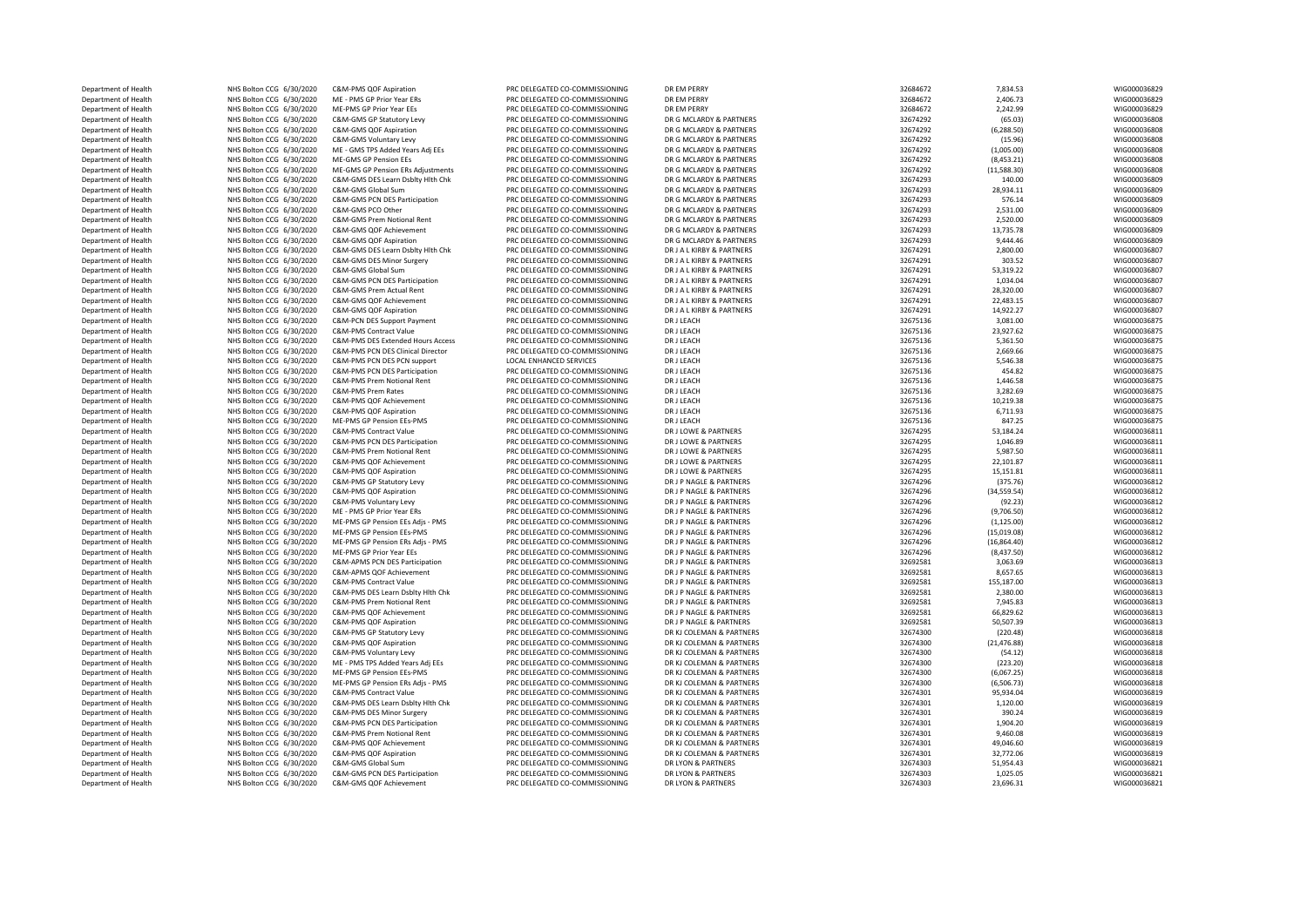| Department of Health | NHS Bolton CCG | 6/30/2020 | C&M-PMS QOF Aspiration | PRC DELEGATED CO-COMMISSIONING | DR EM PERRY | 32684672 | 7,834.53 | WIG000036829 |
|---|---|---|---|---|---|---|---|---|
| Department of Health | NHS Bolton CCG | 6/30/2020 | ME - PMS GP Prior Year ERs | PRC DELEGATED CO-COMMISSIONING | DR EM PERRY | 32684672 | 2,406.73 | WIG000036829 |
| Department of Health | NHS Bolton CCG | 6/30/2020 | ME-PMS GP Prior Year EEs | PRC DELEGATED CO-COMMISSIONING | DR EM PERRY | 32684672 | 2,242.99 | WIG000036829 |
| Department of Health | NHS Bolton CCG | 6/30/2020 | C&M-GMS GP Statutory Levy | PRC DELEGATED CO-COMMISSIONING | DR G MCLARDY & PARTNERS | 32674292 | (65.03) | WIG000036808 |
| Department of Health | NHS Bolton CCG | 6/30/2020 | C&M-GMS QOF Aspiration | PRC DELEGATED CO-COMMISSIONING | DR G MCLARDY & PARTNERS | 32674292 | (6,288.50) | WIG000036808 |
| Department of Health | NHS Bolton CCG | 6/30/2020 | C&M-GMS Voluntary Levy | PRC DELEGATED CO-COMMISSIONING | DR G MCLARDY & PARTNERS | 32674292 | (15.96) | WIG000036808 |
| Department of Health | NHS Bolton CCG | 6/30/2020 | ME - GMS TPS Added Years Adj EEs | PRC DELEGATED CO-COMMISSIONING | DR G MCLARDY & PARTNERS | 32674292 | (1,005.00) | WIG000036808 |
| Department of Health | NHS Bolton CCG | 6/30/2020 | ME-GMS GP Pension EEs | PRC DELEGATED CO-COMMISSIONING | DR G MCLARDY & PARTNERS | 32674292 | (8,453.21) | WIG000036808 |
| Department of Health | NHS Bolton CCG | 6/30/2020 | ME-GMS GP Pension ERs Adjustments | PRC DELEGATED CO-COMMISSIONING | DR G MCLARDY & PARTNERS | 32674292 | (11,588.30) | WIG000036808 |
| Department of Health | NHS Bolton CCG | 6/30/2020 | C&M-GMS DES Learn Dsblty Hlth Chk | PRC DELEGATED CO-COMMISSIONING | DR G MCLARDY & PARTNERS | 32674293 | 140.00 | WIG000036809 |
| Department of Health | NHS Bolton CCG | 6/30/2020 | C&M-GMS Global Sum | PRC DELEGATED CO-COMMISSIONING | DR G MCLARDY & PARTNERS | 32674293 | 28,934.11 | WIG000036809 |
| Department of Health | NHS Bolton CCG | 6/30/2020 | C&M-GMS PCN DES Participation | PRC DELEGATED CO-COMMISSIONING | DR G MCLARDY & PARTNERS | 32674293 | 576.14 | WIG000036809 |
| Department of Health | NHS Bolton CCG | 6/30/2020 | C&M-GMS PCO Other | PRC DELEGATED CO-COMMISSIONING | DR G MCLARDY & PARTNERS | 32674293 | 2,531.00 | WIG000036809 |
| Department of Health | NHS Bolton CCG | 6/30/2020 | C&M-GMS Prem Notional Rent | PRC DELEGATED CO-COMMISSIONING | DR G MCLARDY & PARTNERS | 32674293 | 2,520.00 | WIG000036809 |
| Department of Health | NHS Bolton CCG | 6/30/2020 | C&M-GMS QOF Achievement | PRC DELEGATED CO-COMMISSIONING | DR G MCLARDY & PARTNERS | 32674293 | 13,735.78 | WIG000036809 |
| Department of Health | NHS Bolton CCG | 6/30/2020 | C&M-GMS QOF Aspiration | PRC DELEGATED CO-COMMISSIONING | DR G MCLARDY & PARTNERS | 32674293 | 9,444.46 | WIG000036809 |
| Department of Health | NHS Bolton CCG | 6/30/2020 | C&M-GMS DES Learn Dsblty Hlth Chk | PRC DELEGATED CO-COMMISSIONING | DR J A L KIRBY & PARTNERS | 32674291 | 2,800.00 | WIG000036807 |
| Department of Health | NHS Bolton CCG | 6/30/2020 | C&M-GMS DES Minor Surgery | PRC DELEGATED CO-COMMISSIONING | DR J A L KIRBY & PARTNERS | 32674291 | 303.52 | WIG000036807 |
| Department of Health | NHS Bolton CCG | 6/30/2020 | C&M-GMS Global Sum | PRC DELEGATED CO-COMMISSIONING | DR J A L KIRBY & PARTNERS | 32674291 | 53,319.22 | WIG000036807 |
| Department of Health | NHS Bolton CCG | 6/30/2020 | C&M-GMS PCN DES Participation | PRC DELEGATED CO-COMMISSIONING | DR J A L KIRBY & PARTNERS | 32674291 | 1,034.04 | WIG000036807 |
| Department of Health | NHS Bolton CCG | 6/30/2020 | C&M-GMS Prem Actual Rent | PRC DELEGATED CO-COMMISSIONING | DR J A L KIRBY & PARTNERS | 32674291 | 28,320.00 | WIG000036807 |
| Department of Health | NHS Bolton CCG | 6/30/2020 | C&M-GMS QOF Achievement | PRC DELEGATED CO-COMMISSIONING | DR J A L KIRBY & PARTNERS | 32674291 | 22,483.15 | WIG000036807 |
| Department of Health | NHS Bolton CCG | 6/30/2020 | C&M-GMS QOF Aspiration | PRC DELEGATED CO-COMMISSIONING | DR J A L KIRBY & PARTNERS | 32674291 | 14,922.27 | WIG000036807 |
| Department of Health | NHS Bolton CCG | 6/30/2020 | C&M-PCN DES Support Payment | PRC DELEGATED CO-COMMISSIONING | DR J LEACH | 32675136 | 3,081.00 | WIG000036875 |
| Department of Health | NHS Bolton CCG | 6/30/2020 | C&M-PMS Contract Value | PRC DELEGATED CO-COMMISSIONING | DR J LEACH | 32675136 | 23,927.62 | WIG000036875 |
| Department of Health | NHS Bolton CCG | 6/30/2020 | C&M-PMS DES Extended Hours Access | PRC DELEGATED CO-COMMISSIONING | DR J LEACH | 32675136 | 5,361.50 | WIG000036875 |
| Department of Health | NHS Bolton CCG | 6/30/2020 | C&M-PMS PCN DES Clinical Director | PRC DELEGATED CO-COMMISSIONING | DR J LEACH | 32675136 | 2,669.66 | WIG000036875 |
| Department of Health | NHS Bolton CCG | 6/30/2020 | C&M-PMS PCN DES PCN support | LOCAL ENHANCED SERVICES | DR J LEACH | 32675136 | 5,546.38 | WIG000036875 |
| Department of Health | NHS Bolton CCG | 6/30/2020 | C&M-PMS PCN DES Participation | PRC DELEGATED CO-COMMISSIONING | DR J LEACH | 32675136 | 454.82 | WIG000036875 |
| Department of Health | NHS Bolton CCG | 6/30/2020 | C&M-PMS Prem Notional Rent | PRC DELEGATED CO-COMMISSIONING | DR J LEACH | 32675136 | 1,446.58 | WIG000036875 |
| Department of Health | NHS Bolton CCG | 6/30/2020 | C&M-PMS Prem Rates | PRC DELEGATED CO-COMMISSIONING | DR J LEACH | 32675136 | 3,282.69 | WIG000036875 |
| Department of Health | NHS Bolton CCG | 6/30/2020 | C&M-PMS QOF Achievement | PRC DELEGATED CO-COMMISSIONING | DR J LEACH | 32675136 | 10,219.38 | WIG000036875 |
| Department of Health | NHS Bolton CCG | 6/30/2020 | C&M-PMS QOF Aspiration | PRC DELEGATED CO-COMMISSIONING | DR J LEACH | 32675136 | 6,711.93 | WIG000036875 |
| Department of Health | NHS Bolton CCG | 6/30/2020 | ME-PMS GP Pension EEs-PMS | PRC DELEGATED CO-COMMISSIONING | DR J LEACH | 32675136 | 847.25 | WIG000036875 |
| Department of Health | NHS Bolton CCG | 6/30/2020 | C&M-PMS Contract Value | PRC DELEGATED CO-COMMISSIONING | DR J LOWE & PARTNERS | 32674295 | 53,184.24 | WIG000036811 |
| Department of Health | NHS Bolton CCG | 6/30/2020 | C&M-PMS PCN DES Participation | PRC DELEGATED CO-COMMISSIONING | DR J LOWE & PARTNERS | 32674295 | 1,046.89 | WIG000036811 |
| Department of Health | NHS Bolton CCG | 6/30/2020 | C&M-PMS Prem Notional Rent | PRC DELEGATED CO-COMMISSIONING | DR J LOWE & PARTNERS | 32674295 | 5,987.50 | WIG000036811 |
| Department of Health | NHS Bolton CCG | 6/30/2020 | C&M-PMS QOF Achievement | PRC DELEGATED CO-COMMISSIONING | DR J LOWE & PARTNERS | 32674295 | 22,101.87 | WIG000036811 |
| Department of Health | NHS Bolton CCG | 6/30/2020 | C&M-PMS QOF Aspiration | PRC DELEGATED CO-COMMISSIONING | DR J LOWE & PARTNERS | 32674295 | 15,151.81 | WIG000036811 |
| Department of Health | NHS Bolton CCG | 6/30/2020 | C&M-PMS GP Statutory Levy | PRC DELEGATED CO-COMMISSIONING | DR J P NAGLE & PARTNERS | 32674296 | (375.76) | WIG000036812 |
| Department of Health | NHS Bolton CCG | 6/30/2020 | C&M-PMS QOF Aspiration | PRC DELEGATED CO-COMMISSIONING | DR J P NAGLE & PARTNERS | 32674296 | (34,559.54) | WIG000036812 |
| Department of Health | NHS Bolton CCG | 6/30/2020 | C&M-PMS Voluntary Levy | PRC DELEGATED CO-COMMISSIONING | DR J P NAGLE & PARTNERS | 32674296 | (92.23) | WIG000036812 |
| Department of Health | NHS Bolton CCG | 6/30/2020 | ME - PMS GP Prior Year ERs | PRC DELEGATED CO-COMMISSIONING | DR J P NAGLE & PARTNERS | 32674296 | (9,706.50) | WIG000036812 |
| Department of Health | NHS Bolton CCG | 6/30/2020 | ME-PMS GP Pension EEs Adjs - PMS | PRC DELEGATED CO-COMMISSIONING | DR J P NAGLE & PARTNERS | 32674296 | (1,125.00) | WIG000036812 |
| Department of Health | NHS Bolton CCG | 6/30/2020 | ME-PMS GP Pension EEs-PMS | PRC DELEGATED CO-COMMISSIONING | DR J P NAGLE & PARTNERS | 32674296 | (15,019.08) | WIG000036812 |
| Department of Health | NHS Bolton CCG | 6/30/2020 | ME-PMS GP Pension ERs Adjs - PMS | PRC DELEGATED CO-COMMISSIONING | DR J P NAGLE & PARTNERS | 32674296 | (16,864.40) | WIG000036812 |
| Department of Health | NHS Bolton CCG | 6/30/2020 | ME-PMS GP Prior Year EEs | PRC DELEGATED CO-COMMISSIONING | DR J P NAGLE & PARTNERS | 32674296 | (8,437.50) | WIG000036812 |
| Department of Health | NHS Bolton CCG | 6/30/2020 | C&M-APMS PCN DES Participation | PRC DELEGATED CO-COMMISSIONING | DR J P NAGLE & PARTNERS | 32692581 | 3,063.69 | WIG000036813 |
| Department of Health | NHS Bolton CCG | 6/30/2020 | C&M-APMS QOF Achievement | PRC DELEGATED CO-COMMISSIONING | DR J P NAGLE & PARTNERS | 32692581 | 8,657.65 | WIG000036813 |
| Department of Health | NHS Bolton CCG | 6/30/2020 | C&M-PMS Contract Value | PRC DELEGATED CO-COMMISSIONING | DR J P NAGLE & PARTNERS | 32692581 | 155,187.00 | WIG000036813 |
| Department of Health | NHS Bolton CCG | 6/30/2020 | C&M-PMS DES Learn Dsblty Hlth Chk | PRC DELEGATED CO-COMMISSIONING | DR J P NAGLE & PARTNERS | 32692581 | 2,380.00 | WIG000036813 |
| Department of Health | NHS Bolton CCG | 6/30/2020 | C&M-PMS Prem Notional Rent | PRC DELEGATED CO-COMMISSIONING | DR J P NAGLE & PARTNERS | 32692581 | 7,945.83 | WIG000036813 |
| Department of Health | NHS Bolton CCG | 6/30/2020 | C&M-PMS QOF Achievement | PRC DELEGATED CO-COMMISSIONING | DR J P NAGLE & PARTNERS | 32692581 | 66,829.62 | WIG000036813 |
| Department of Health | NHS Bolton CCG | 6/30/2020 | C&M-PMS QOF Aspiration | PRC DELEGATED CO-COMMISSIONING | DR J P NAGLE & PARTNERS | 32692581 | 50,507.39 | WIG000036813 |
| Department of Health | NHS Bolton CCG | 6/30/2020 | C&M-PMS GP Statutory Levy | PRC DELEGATED CO-COMMISSIONING | DR KJ COLEMAN & PARTNERS | 32674300 | (220.48) | WIG000036818 |
| Department of Health | NHS Bolton CCG | 6/30/2020 | C&M-PMS QOF Aspiration | PRC DELEGATED CO-COMMISSIONING | DR KJ COLEMAN & PARTNERS | 32674300 | (21,476.88) | WIG000036818 |
| Department of Health | NHS Bolton CCG | 6/30/2020 | C&M-PMS Voluntary Levy | PRC DELEGATED CO-COMMISSIONING | DR KJ COLEMAN & PARTNERS | 32674300 | (54.12) | WIG000036818 |
| Department of Health | NHS Bolton CCG | 6/30/2020 | ME - PMS TPS Added Years Adj EEs | PRC DELEGATED CO-COMMISSIONING | DR KJ COLEMAN & PARTNERS | 32674300 | (223.20) | WIG000036818 |
| Department of Health | NHS Bolton CCG | 6/30/2020 | ME-PMS GP Pension EEs-PMS | PRC DELEGATED CO-COMMISSIONING | DR KJ COLEMAN & PARTNERS | 32674300 | (6,067.25) | WIG000036818 |
| Department of Health | NHS Bolton CCG | 6/30/2020 | ME-PMS GP Pension ERs Adjs - PMS | PRC DELEGATED CO-COMMISSIONING | DR KJ COLEMAN & PARTNERS | 32674300 | (6,506.73) | WIG000036818 |
| Department of Health | NHS Bolton CCG | 6/30/2020 | C&M-PMS Contract Value | PRC DELEGATED CO-COMMISSIONING | DR KJ COLEMAN & PARTNERS | 32674301 | 95,934.04 | WIG000036819 |
| Department of Health | NHS Bolton CCG | 6/30/2020 | C&M-PMS DES Learn Dsblty Hlth Chk | PRC DELEGATED CO-COMMISSIONING | DR KJ COLEMAN & PARTNERS | 32674301 | 1,120.00 | WIG000036819 |
| Department of Health | NHS Bolton CCG | 6/30/2020 | C&M-PMS DES Minor Surgery | PRC DELEGATED CO-COMMISSIONING | DR KJ COLEMAN & PARTNERS | 32674301 | 390.24 | WIG000036819 |
| Department of Health | NHS Bolton CCG | 6/30/2020 | C&M-PMS PCN DES Participation | PRC DELEGATED CO-COMMISSIONING | DR KJ COLEMAN & PARTNERS | 32674301 | 1,904.20 | WIG000036819 |
| Department of Health | NHS Bolton CCG | 6/30/2020 | C&M-PMS Prem Notional Rent | PRC DELEGATED CO-COMMISSIONING | DR KJ COLEMAN & PARTNERS | 32674301 | 9,460.08 | WIG000036819 |
| Department of Health | NHS Bolton CCG | 6/30/2020 | C&M-PMS QOF Achievement | PRC DELEGATED CO-COMMISSIONING | DR KJ COLEMAN & PARTNERS | 32674301 | 49,046.60 | WIG000036819 |
| Department of Health | NHS Bolton CCG | 6/30/2020 | C&M-PMS QOF Aspiration | PRC DELEGATED CO-COMMISSIONING | DR KJ COLEMAN & PARTNERS | 32674301 | 32,772.06 | WIG000036819 |
| Department of Health | NHS Bolton CCG | 6/30/2020 | C&M-GMS Global Sum | PRC DELEGATED CO-COMMISSIONING | DR LYON & PARTNERS | 32674303 | 51,954.43 | WIG000036821 |
| Department of Health | NHS Bolton CCG | 6/30/2020 | C&M-GMS PCN DES Participation | PRC DELEGATED CO-COMMISSIONING | DR LYON & PARTNERS | 32674303 | 1,025.05 | WIG000036821 |
| Department of Health | NHS Bolton CCG | 6/30/2020 | C&M-GMS QOF Achievement | PRC DELEGATED CO-COMMISSIONING | DR LYON & PARTNERS | 32674303 | 23,696.31 | WIG000036821 |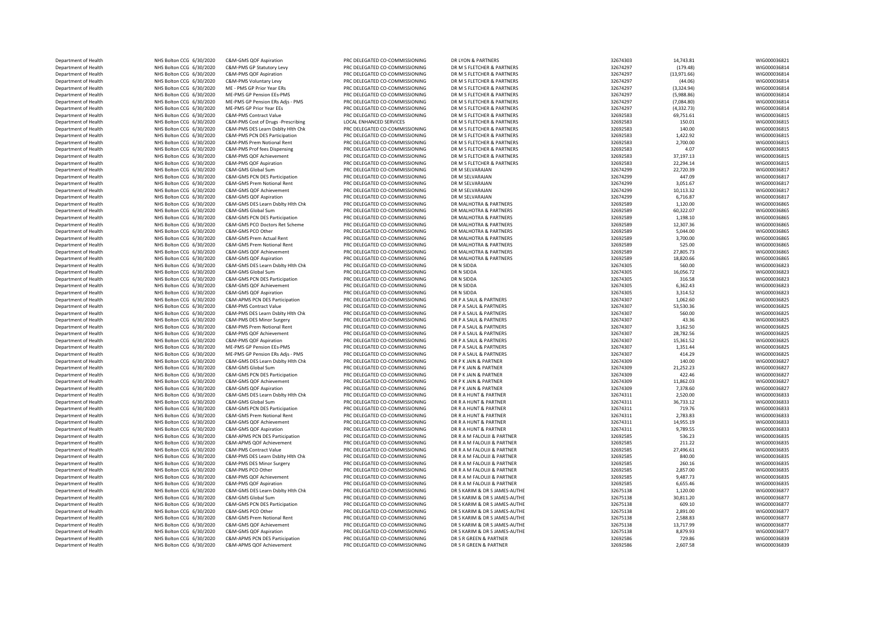| Department of Health | NHS Bolton CCG | 6/30/2020 | C&M-GMS QOF Aspiration | PRC DELEGATED CO-COMMISSIONING | DR LYON & PARTNERS | 32674303 | 14,743.81 | WIG000036821 |
|---|---|---|---|---|---|---|---|---|
| Department of Health | NHS Bolton CCG | 6/30/2020 | C&M-PMS GP Statutory Levy | PRC DELEGATED CO-COMMISSIONING | DR M S FLETCHER & PARTNERS | 32674297 | (179.48) | WIG000036814 |
| Department of Health | NHS Bolton CCG | 6/30/2020 | C&M-PMS QOF Aspiration | PRC DELEGATED CO-COMMISSIONING | DR M S FLETCHER & PARTNERS | 32674297 | (13,971.66) | WIG000036814 |
| Department of Health | NHS Bolton CCG | 6/30/2020 | C&M-PMS Voluntary Levy | PRC DELEGATED CO-COMMISSIONING | DR M S FLETCHER & PARTNERS | 32674297 | (44.06) | WIG000036814 |
| Department of Health | NHS Bolton CCG | 6/30/2020 | ME - PMS GP Prior Year ERs | PRC DELEGATED CO-COMMISSIONING | DR M S FLETCHER & PARTNERS | 32674297 | (3,324.94) | WIG000036814 |
| Department of Health | NHS Bolton CCG | 6/30/2020 | ME-PMS GP Pension EEs-PMS | PRC DELEGATED CO-COMMISSIONING | DR M S FLETCHER & PARTNERS | 32674297 | (5,988.86) | WIG000036814 |
| Department of Health | NHS Bolton CCG | 6/30/2020 | ME-PMS GP Pension ERs Adjs - PMS | PRC DELEGATED CO-COMMISSIONING | DR M S FLETCHER & PARTNERS | 32674297 | (7,084.80) | WIG000036814 |
| Department of Health | NHS Bolton CCG | 6/30/2020 | ME-PMS GP Prior Year EEs | PRC DELEGATED CO-COMMISSIONING | DR M S FLETCHER & PARTNERS | 32674297 | (4,332.73) | WIG000036814 |
| Department of Health | NHS Bolton CCG | 6/30/2020 | C&M-PMS Contract Value | PRC DELEGATED CO-COMMISSIONING | DR M S FLETCHER & PARTNERS | 32692583 | 69,751.61 | WIG000036815 |
| Department of Health | NHS Bolton CCG | 6/30/2020 | C&M-PMS Cost of Drugs -Prescribing | LOCAL ENHANCED SERVICES | DR M S FLETCHER & PARTNERS | 32692583 | 150.01 | WIG000036815 |
| Department of Health | NHS Bolton CCG | 6/30/2020 | C&M-PMS DES Learn Dsblty Hlth Chk | PRC DELEGATED CO-COMMISSIONING | DR M S FLETCHER & PARTNERS | 32692583 | 140.00 | WIG000036815 |
| Department of Health | NHS Bolton CCG | 6/30/2020 | C&M-PMS PCN DES Participation | PRC DELEGATED CO-COMMISSIONING | DR M S FLETCHER & PARTNERS | 32692583 | 1,422.92 | WIG000036815 |
| Department of Health | NHS Bolton CCG | 6/30/2020 | C&M-PMS Prem Notional Rent | PRC DELEGATED CO-COMMISSIONING | DR M S FLETCHER & PARTNERS | 32692583 | 2,700.00 | WIG000036815 |
| Department of Health | NHS Bolton CCG | 6/30/2020 | C&M-PMS Prof fees Dispensing | PRC DELEGATED CO-COMMISSIONING | DR M S FLETCHER & PARTNERS | 32692583 | 4.07 | WIG000036815 |
| Department of Health | NHS Bolton CCG | 6/30/2020 | C&M-PMS QOF Achievement | PRC DELEGATED CO-COMMISSIONING | DR M S FLETCHER & PARTNERS | 32692583 | 37,197.13 | WIG000036815 |
| Department of Health | NHS Bolton CCG | 6/30/2020 | C&M-PMS QOF Aspiration | PRC DELEGATED CO-COMMISSIONING | DR M S FLETCHER & PARTNERS | 32692583 | 22,294.14 | WIG000036815 |
| Department of Health | NHS Bolton CCG | 6/30/2020 | C&M-GMS Global Sum | PRC DELEGATED CO-COMMISSIONING | DR M SELVARAJAN | 32674299 | 22,720.39 | WIG000036817 |
| Department of Health | NHS Bolton CCG | 6/30/2020 | C&M-GMS PCN DES Participation | PRC DELEGATED CO-COMMISSIONING | DR M SELVARAJAN | 32674299 | 447.09 | WIG000036817 |
| Department of Health | NHS Bolton CCG | 6/30/2020 | C&M-GMS Prem Notional Rent | PRC DELEGATED CO-COMMISSIONING | DR M SELVARAJAN | 32674299 | 3,051.67 | WIG000036817 |
| Department of Health | NHS Bolton CCG | 6/30/2020 | C&M-GMS QOF Achievement | PRC DELEGATED CO-COMMISSIONING | DR M SELVARAJAN | 32674299 | 10,113.32 | WIG000036817 |
| Department of Health | NHS Bolton CCG | 6/30/2020 | C&M-GMS QOF Aspiration | PRC DELEGATED CO-COMMISSIONING | DR M SELVARAJAN | 32674299 | 6,716.87 | WIG000036817 |
| Department of Health | NHS Bolton CCG | 6/30/2020 | C&M-GMS DES Learn Dsblty Hlth Chk | PRC DELEGATED CO-COMMISSIONING | DR MALHOTRA & PARTNERS | 32692589 | 1,120.00 | WIG000036865 |
| Department of Health | NHS Bolton CCG | 6/30/2020 | C&M-GMS Global Sum | PRC DELEGATED CO-COMMISSIONING | DR MALHOTRA & PARTNERS | 32692589 | 60,322.07 | WIG000036865 |
| Department of Health | NHS Bolton CCG | 6/30/2020 | C&M-GMS PCN DES Participation | PRC DELEGATED CO-COMMISSIONING | DR MALHOTRA & PARTNERS | 32692589 | 1,198.10 | WIG000036865 |
| Department of Health | NHS Bolton CCG | 6/30/2020 | C&M-GMS PCO Doctors Ret Scheme | PRC DELEGATED CO-COMMISSIONING | DR MALHOTRA & PARTNERS | 32692589 | 12,307.36 | WIG000036865 |
| Department of Health | NHS Bolton CCG | 6/30/2020 | C&M-GMS PCO Other | PRC DELEGATED CO-COMMISSIONING | DR MALHOTRA & PARTNERS | 32692589 | 5,044.00 | WIG000036865 |
| Department of Health | NHS Bolton CCG | 6/30/2020 | C&M-GMS Prem Actual Rent | PRC DELEGATED CO-COMMISSIONING | DR MALHOTRA & PARTNERS | 32692589 | 3,700.00 | WIG000036865 |
| Department of Health | NHS Bolton CCG | 6/30/2020 | C&M-GMS Prem Notional Rent | PRC DELEGATED CO-COMMISSIONING | DR MALHOTRA & PARTNERS | 32692589 | 525.00 | WIG000036865 |
| Department of Health | NHS Bolton CCG | 6/30/2020 | C&M-GMS QOF Achievement | PRC DELEGATED CO-COMMISSIONING | DR MALHOTRA & PARTNERS | 32692589 | 27,805.73 | WIG000036865 |
| Department of Health | NHS Bolton CCG | 6/30/2020 | C&M-GMS QOF Aspiration | PRC DELEGATED CO-COMMISSIONING | DR MALHOTRA & PARTNERS | 32692589 | 18,820.66 | WIG000036865 |
| Department of Health | NHS Bolton CCG | 6/30/2020 | C&M-GMS DES Learn Dsblty Hlth Chk | PRC DELEGATED CO-COMMISSIONING | DR N SIDDA | 32674305 | 560.00 | WIG000036823 |
| Department of Health | NHS Bolton CCG | 6/30/2020 | C&M-GMS Global Sum | PRC DELEGATED CO-COMMISSIONING | DR N SIDDA | 32674305 | 16,056.72 | WIG000036823 |
| Department of Health | NHS Bolton CCG | 6/30/2020 | C&M-GMS PCN DES Participation | PRC DELEGATED CO-COMMISSIONING | DR N SIDDA | 32674305 | 316.58 | WIG000036823 |
| Department of Health | NHS Bolton CCG | 6/30/2020 | C&M-GMS QOF Achievement | PRC DELEGATED CO-COMMISSIONING | DR N SIDDA | 32674305 | 6,362.43 | WIG000036823 |
| Department of Health | NHS Bolton CCG | 6/30/2020 | C&M-GMS QOF Aspiration | PRC DELEGATED CO-COMMISSIONING | DR N SIDDA | 32674305 | 3,314.52 | WIG000036823 |
| Department of Health | NHS Bolton CCG | 6/30/2020 | C&M-APMS PCN DES Participation | PRC DELEGATED CO-COMMISSIONING | DR P A SAUL & PARTNERS | 32674307 | 1,062.60 | WIG000036825 |
| Department of Health | NHS Bolton CCG | 6/30/2020 | C&M-PMS Contract Value | PRC DELEGATED CO-COMMISSIONING | DR P A SAUL & PARTNERS | 32674307 | 53,530.36 | WIG000036825 |
| Department of Health | NHS Bolton CCG | 6/30/2020 | C&M-PMS DES Learn Dsblty Hlth Chk | PRC DELEGATED CO-COMMISSIONING | DR P A SAUL & PARTNERS | 32674307 | 560.00 | WIG000036825 |
| Department of Health | NHS Bolton CCG | 6/30/2020 | C&M-PMS DES Minor Surgery | PRC DELEGATED CO-COMMISSIONING | DR P A SAUL & PARTNERS | 32674307 | 43.36 | WIG000036825 |
| Department of Health | NHS Bolton CCG | 6/30/2020 | C&M-PMS Prem Notional Rent | PRC DELEGATED CO-COMMISSIONING | DR P A SAUL & PARTNERS | 32674307 | 3,162.50 | WIG000036825 |
| Department of Health | NHS Bolton CCG | 6/30/2020 | C&M-PMS QOF Achievement | PRC DELEGATED CO-COMMISSIONING | DR P A SAUL & PARTNERS | 32674307 | 28,782.56 | WIG000036825 |
| Department of Health | NHS Bolton CCG | 6/30/2020 | C&M-PMS QOF Aspiration | PRC DELEGATED CO-COMMISSIONING | DR P A SAUL & PARTNERS | 32674307 | 15,361.52 | WIG000036825 |
| Department of Health | NHS Bolton CCG | 6/30/2020 | ME-PMS GP Pension EEs-PMS | PRC DELEGATED CO-COMMISSIONING | DR P A SAUL & PARTNERS | 32674307 | 1,351.44 | WIG000036825 |
| Department of Health | NHS Bolton CCG | 6/30/2020 | ME-PMS GP Pension ERs Adjs - PMS | PRC DELEGATED CO-COMMISSIONING | DR P A SAUL & PARTNERS | 32674307 | 414.29 | WIG000036825 |
| Department of Health | NHS Bolton CCG | 6/30/2020 | C&M-GMS DES Learn Dsblty Hlth Chk | PRC DELEGATED CO-COMMISSIONING | DR P K JAIN & PARTNER | 32674309 | 140.00 | WIG000036827 |
| Department of Health | NHS Bolton CCG | 6/30/2020 | C&M-GMS Global Sum | PRC DELEGATED CO-COMMISSIONING | DR P K JAIN & PARTNER | 32674309 | 21,252.23 | WIG000036827 |
| Department of Health | NHS Bolton CCG | 6/30/2020 | C&M-GMS PCN DES Participation | PRC DELEGATED CO-COMMISSIONING | DR P K JAIN & PARTNER | 32674309 | 422.46 | WIG000036827 |
| Department of Health | NHS Bolton CCG | 6/30/2020 | C&M-GMS QOF Achievement | PRC DELEGATED CO-COMMISSIONING | DR P K JAIN & PARTNER | 32674309 | 11,862.03 | WIG000036827 |
| Department of Health | NHS Bolton CCG | 6/30/2020 | C&M-GMS QOF Aspiration | PRC DELEGATED CO-COMMISSIONING | DR P K JAIN & PARTNER | 32674309 | 7,378.60 | WIG000036827 |
| Department of Health | NHS Bolton CCG | 6/30/2020 | C&M-GMS DES Learn Dsblty Hlth Chk | PRC DELEGATED CO-COMMISSIONING | DR R A HUNT & PARTNER | 32674311 | 2,520.00 | WIG000036833 |
| Department of Health | NHS Bolton CCG | 6/30/2020 | C&M-GMS Global Sum | PRC DELEGATED CO-COMMISSIONING | DR R A HUNT & PARTNER | 32674311 | 36,733.12 | WIG000036833 |
| Department of Health | NHS Bolton CCG | 6/30/2020 | C&M-GMS PCN DES Participation | PRC DELEGATED CO-COMMISSIONING | DR R A HUNT & PARTNER | 32674311 | 719.76 | WIG000036833 |
| Department of Health | NHS Bolton CCG | 6/30/2020 | C&M-GMS Prem Notional Rent | PRC DELEGATED CO-COMMISSIONING | DR R A HUNT & PARTNER | 32674311 | 2,783.83 | WIG000036833 |
| Department of Health | NHS Bolton CCG | 6/30/2020 | C&M-GMS QOF Achievement | PRC DELEGATED CO-COMMISSIONING | DR R A HUNT & PARTNER | 32674311 | 14,955.19 | WIG000036833 |
| Department of Health | NHS Bolton CCG | 6/30/2020 | C&M-GMS QOF Aspiration | PRC DELEGATED CO-COMMISSIONING | DR R A HUNT & PARTNER | 32674311 | 9,789.55 | WIG000036833 |
| Department of Health | NHS Bolton CCG | 6/30/2020 | C&M-APMS PCN DES Participation | PRC DELEGATED CO-COMMISSIONING | DR R A M FALOUJI & PARTNER | 32692585 | 536.23 | WIG000036835 |
| Department of Health | NHS Bolton CCG | 6/30/2020 | C&M-APMS QOF Achievement | PRC DELEGATED CO-COMMISSIONING | DR R A M FALOUJI & PARTNER | 32692585 | 211.22 | WIG000036835 |
| Department of Health | NHS Bolton CCG | 6/30/2020 | C&M-PMS Contract Value | PRC DELEGATED CO-COMMISSIONING | DR R A M FALOUJI & PARTNER | 32692585 | 27,496.61 | WIG000036835 |
| Department of Health | NHS Bolton CCG | 6/30/2020 | C&M-PMS DES Learn Dsblty Hlth Chk | PRC DELEGATED CO-COMMISSIONING | DR R A M FALOUJI & PARTNER | 32692585 | 840.00 | WIG000036835 |
| Department of Health | NHS Bolton CCG | 6/30/2020 | C&M-PMS DES Minor Surgery | PRC DELEGATED CO-COMMISSIONING | DR R A M FALOUJI & PARTNER | 32692585 | 260.16 | WIG000036835 |
| Department of Health | NHS Bolton CCG | 6/30/2020 | C&M-PMS PCO Other | PRC DELEGATED CO-COMMISSIONING | DR R A M FALOUJI & PARTNER | 32692585 | 2,857.00 | WIG000036835 |
| Department of Health | NHS Bolton CCG | 6/30/2020 | C&M-PMS QOF Achievement | PRC DELEGATED CO-COMMISSIONING | DR R A M FALOUJI & PARTNER | 32692585 | 9,487.73 | WIG000036835 |
| Department of Health | NHS Bolton CCG | 6/30/2020 | C&M-PMS QOF Aspiration | PRC DELEGATED CO-COMMISSIONING | DR R A M FALOUJI & PARTNER | 32692585 | 6,655.46 | WIG000036835 |
| Department of Health | NHS Bolton CCG | 6/30/2020 | C&M-GMS DES Learn Dsblty Hlth Chk | PRC DELEGATED CO-COMMISSIONING | DR S KARIM & DR S JAMES-AUTHE | 32675138 | 1,120.00 | WIG000036877 |
| Department of Health | NHS Bolton CCG | 6/30/2020 | C&M-GMS Global Sum | PRC DELEGATED CO-COMMISSIONING | DR S KARIM & DR S JAMES-AUTHE | 32675138 | 30,811.20 | WIG000036877 |
| Department of Health | NHS Bolton CCG | 6/30/2020 | C&M-GMS PCN DES Participation | PRC DELEGATED CO-COMMISSIONING | DR S KARIM & DR S JAMES-AUTHE | 32675138 | 609.10 | WIG000036877 |
| Department of Health | NHS Bolton CCG | 6/30/2020 | C&M-GMS PCO Other | PRC DELEGATED CO-COMMISSIONING | DR S KARIM & DR S JAMES-AUTHE | 32675138 | 2,891.00 | WIG000036877 |
| Department of Health | NHS Bolton CCG | 6/30/2020 | C&M-GMS Prem Notional Rent | PRC DELEGATED CO-COMMISSIONING | DR S KARIM & DR S JAMES-AUTHE | 32675138 | 2,588.83 | WIG000036877 |
| Department of Health | NHS Bolton CCG | 6/30/2020 | C&M-GMS QOF Achievement | PRC DELEGATED CO-COMMISSIONING | DR S KARIM & DR S JAMES-AUTHE | 32675138 | 13,717.99 | WIG000036877 |
| Department of Health | NHS Bolton CCG | 6/30/2020 | C&M-GMS QOF Aspiration | PRC DELEGATED CO-COMMISSIONING | DR S KARIM & DR S JAMES-AUTHE | 32675138 | 8,879.93 | WIG000036877 |
| Department of Health | NHS Bolton CCG | 6/30/2020 | C&M-APMS PCN DES Participation | PRC DELEGATED CO-COMMISSIONING | DR S R GREEN & PARTNER | 32692586 | 729.86 | WIG000036839 |
| Department of Health | NHS Bolton CCG | 6/30/2020 | C&M-APMS QOF Achievement | PRC DELEGATED CO-COMMISSIONING | DR S R GREEN & PARTNER | 32692586 | 2,607.58 | WIG000036839 |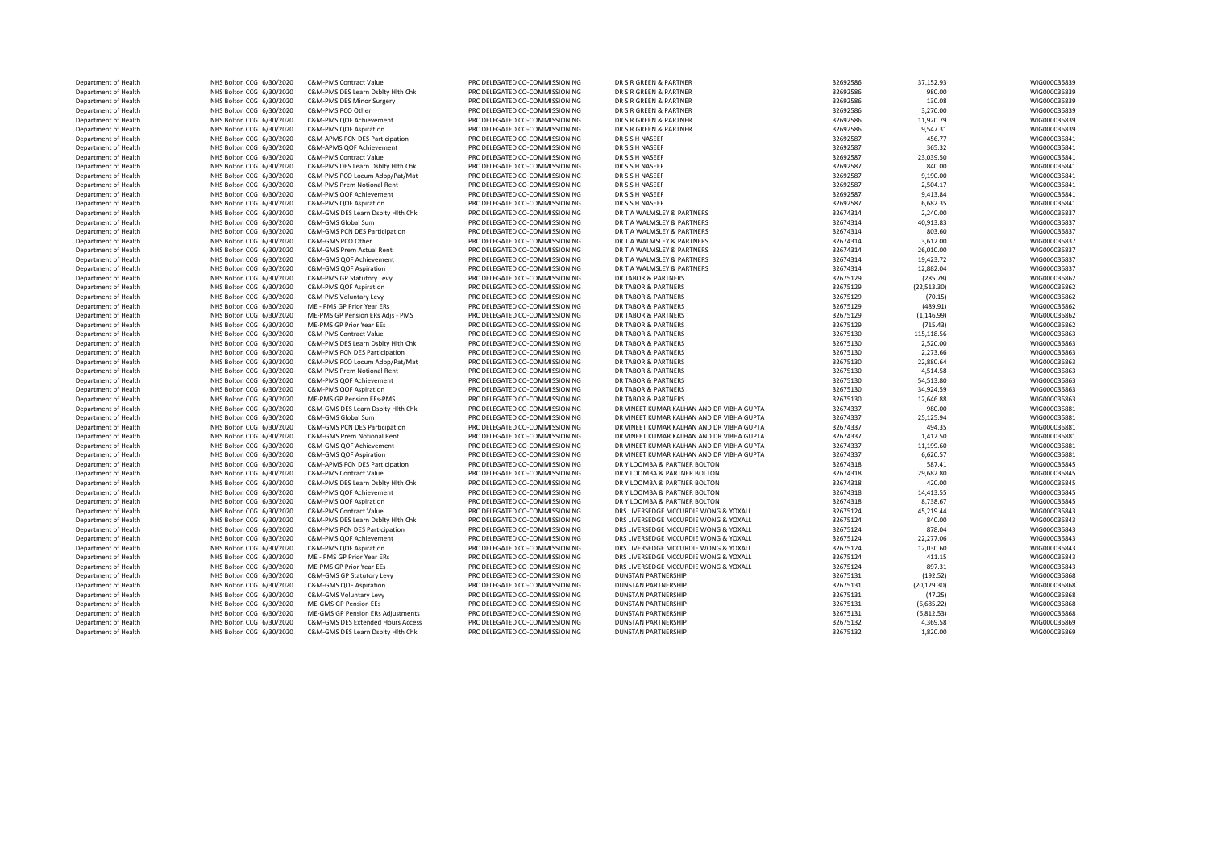| Department of Health | NHS Bolton CCG | 6/30/2020 | C&M-PMS Contract Value | PRC DELEGATED CO-COMMISSIONING | DR S R GREEN & PARTNER | 32692586 | 37,152.93 | WIG000036839 |
|---|---|---|---|---|---|---|---|---|
| Department of Health | NHS Bolton CCG | 6/30/2020 | C&M-PMS DES Learn Dsblty Hlth Chk | PRC DELEGATED CO-COMMISSIONING | DR S R GREEN & PARTNER | 32692586 | 980.00 | WIG000036839 |
| Department of Health | NHS Bolton CCG | 6/30/2020 | C&M-PMS DES Minor Surgery | PRC DELEGATED CO-COMMISSIONING | DR S R GREEN & PARTNER | 32692586 | 130.08 | WIG000036839 |
| Department of Health | NHS Bolton CCG | 6/30/2020 | C&M-PMS PCO Other | PRC DELEGATED CO-COMMISSIONING | DR S R GREEN & PARTNER | 32692586 | 3,270.00 | WIG000036839 |
| Department of Health | NHS Bolton CCG | 6/30/2020 | C&M-PMS QOF Achievement | PRC DELEGATED CO-COMMISSIONING | DR S R GREEN & PARTNER | 32692586 | 11,920.79 | WIG000036839 |
| Department of Health | NHS Bolton CCG | 6/30/2020 | C&M-PMS QOF Aspiration | PRC DELEGATED CO-COMMISSIONING | DR S R GREEN & PARTNER | 32692586 | 9,547.31 | WIG000036839 |
| Department of Health | NHS Bolton CCG | 6/30/2020 | C&M-APMS PCN DES Participation | PRC DELEGATED CO-COMMISSIONING | DR S S H NASEEF | 32692587 | 456.77 | WIG000036841 |
| Department of Health | NHS Bolton CCG | 6/30/2020 | C&M-APMS QOF Achievement | PRC DELEGATED CO-COMMISSIONING | DR S S H NASEEF | 32692587 | 365.32 | WIG000036841 |
| Department of Health | NHS Bolton CCG | 6/30/2020 | C&M-PMS Contract Value | PRC DELEGATED CO-COMMISSIONING | DR S S H NASEEF | 32692587 | 23,039.50 | WIG000036841 |
| Department of Health | NHS Bolton CCG | 6/30/2020 | C&M-PMS DES Learn Dsblty Hlth Chk | PRC DELEGATED CO-COMMISSIONING | DR S S H NASEEF | 32692587 | 840.00 | WIG000036841 |
| Department of Health | NHS Bolton CCG | 6/30/2020 | C&M-PMS PCO Locum Adop/Pat/Mat | PRC DELEGATED CO-COMMISSIONING | DR S S H NASEEF | 32692587 | 9,190.00 | WIG000036841 |
| Department of Health | NHS Bolton CCG | 6/30/2020 | C&M-PMS Prem Notional Rent | PRC DELEGATED CO-COMMISSIONING | DR S S H NASEEF | 32692587 | 2,504.17 | WIG000036841 |
| Department of Health | NHS Bolton CCG | 6/30/2020 | C&M-PMS QOF Achievement | PRC DELEGATED CO-COMMISSIONING | DR S S H NASEEF | 32692587 | 9,413.84 | WIG000036841 |
| Department of Health | NHS Bolton CCG | 6/30/2020 | C&M-PMS QOF Aspiration | PRC DELEGATED CO-COMMISSIONING | DR S S H NASEEF | 32692587 | 6,682.35 | WIG000036841 |
| Department of Health | NHS Bolton CCG | 6/30/2020 | C&M-GMS DES Learn Dsblty Hlth Chk | PRC DELEGATED CO-COMMISSIONING | DR T A WALMSLEY & PARTNERS | 32674314 | 2,240.00 | WIG000036837 |
| Department of Health | NHS Bolton CCG | 6/30/2020 | C&M-GMS Global Sum | PRC DELEGATED CO-COMMISSIONING | DR T A WALMSLEY & PARTNERS | 32674314 | 40,913.83 | WIG000036837 |
| Department of Health | NHS Bolton CCG | 6/30/2020 | C&M-GMS PCN DES Participation | PRC DELEGATED CO-COMMISSIONING | DR T A WALMSLEY & PARTNERS | 32674314 | 803.60 | WIG000036837 |
| Department of Health | NHS Bolton CCG | 6/30/2020 | C&M-GMS PCO Other | PRC DELEGATED CO-COMMISSIONING | DR T A WALMSLEY & PARTNERS | 32674314 | 3,612.00 | WIG000036837 |
| Department of Health | NHS Bolton CCG | 6/30/2020 | C&M-GMS Prem Actual Rent | PRC DELEGATED CO-COMMISSIONING | DR T A WALMSLEY & PARTNERS | 32674314 | 26,010.00 | WIG000036837 |
| Department of Health | NHS Bolton CCG | 6/30/2020 | C&M-GMS QOF Achievement | PRC DELEGATED CO-COMMISSIONING | DR T A WALMSLEY & PARTNERS | 32674314 | 19,423.72 | WIG000036837 |
| Department of Health | NHS Bolton CCG | 6/30/2020 | C&M-GMS QOF Aspiration | PRC DELEGATED CO-COMMISSIONING | DR T A WALMSLEY & PARTNERS | 32674314 | 12,882.04 | WIG000036837 |
| Department of Health | NHS Bolton CCG | 6/30/2020 | C&M-PMS GP Statutory Levy | PRC DELEGATED CO-COMMISSIONING | DR TABOR & PARTNERS | 32675129 | (285.78) | WIG000036862 |
| Department of Health | NHS Bolton CCG | 6/30/2020 | C&M-PMS QOF Aspiration | PRC DELEGATED CO-COMMISSIONING | DR TABOR & PARTNERS | 32675129 | (22,513.30) | WIG000036862 |
| Department of Health | NHS Bolton CCG | 6/30/2020 | C&M-PMS Voluntary Levy | PRC DELEGATED CO-COMMISSIONING | DR TABOR & PARTNERS | 32675129 | (70.15) | WIG000036862 |
| Department of Health | NHS Bolton CCG | 6/30/2020 | ME - PMS GP Prior Year ERs | PRC DELEGATED CO-COMMISSIONING | DR TABOR & PARTNERS | 32675129 | (489.91) | WIG000036862 |
| Department of Health | NHS Bolton CCG | 6/30/2020 | ME-PMS GP Pension ERs Adjs - PMS | PRC DELEGATED CO-COMMISSIONING | DR TABOR & PARTNERS | 32675129 | (1,146.99) | WIG000036862 |
| Department of Health | NHS Bolton CCG | 6/30/2020 | ME-PMS GP Prior Year EEs | PRC DELEGATED CO-COMMISSIONING | DR TABOR & PARTNERS | 32675129 | (715.43) | WIG000036862 |
| Department of Health | NHS Bolton CCG | 6/30/2020 | C&M-PMS Contract Value | PRC DELEGATED CO-COMMISSIONING | DR TABOR & PARTNERS | 32675130 | 115,118.56 | WIG000036863 |
| Department of Health | NHS Bolton CCG | 6/30/2020 | C&M-PMS DES Learn Dsblty Hlth Chk | PRC DELEGATED CO-COMMISSIONING | DR TABOR & PARTNERS | 32675130 | 2,520.00 | WIG000036863 |
| Department of Health | NHS Bolton CCG | 6/30/2020 | C&M-PMS PCN DES Participation | PRC DELEGATED CO-COMMISSIONING | DR TABOR & PARTNERS | 32675130 | 2,273.66 | WIG000036863 |
| Department of Health | NHS Bolton CCG | 6/30/2020 | C&M-PMS PCO Locum Adop/Pat/Mat | PRC DELEGATED CO-COMMISSIONING | DR TABOR & PARTNERS | 32675130 | 22,880.64 | WIG000036863 |
| Department of Health | NHS Bolton CCG | 6/30/2020 | C&M-PMS Prem Notional Rent | PRC DELEGATED CO-COMMISSIONING | DR TABOR & PARTNERS | 32675130 | 4,514.58 | WIG000036863 |
| Department of Health | NHS Bolton CCG | 6/30/2020 | C&M-PMS QOF Achievement | PRC DELEGATED CO-COMMISSIONING | DR TABOR & PARTNERS | 32675130 | 54,513.80 | WIG000036863 |
| Department of Health | NHS Bolton CCG | 6/30/2020 | C&M-PMS QOF Aspiration | PRC DELEGATED CO-COMMISSIONING | DR TABOR & PARTNERS | 32675130 | 34,924.59 | WIG000036863 |
| Department of Health | NHS Bolton CCG | 6/30/2020 | ME-PMS GP Pension EEs-PMS | PRC DELEGATED CO-COMMISSIONING | DR TABOR & PARTNERS | 32675130 | 12,646.88 | WIG000036863 |
| Department of Health | NHS Bolton CCG | 6/30/2020 | C&M-GMS DES Learn Dsblty Hlth Chk | PRC DELEGATED CO-COMMISSIONING | DR VINEET KUMAR KALHAN AND DR VIBHA GUPTA | 32674337 | 980.00 | WIG000036881 |
| Department of Health | NHS Bolton CCG | 6/30/2020 | C&M-GMS Global Sum | PRC DELEGATED CO-COMMISSIONING | DR VINEET KUMAR KALHAN AND DR VIBHA GUPTA | 32674337 | 25,125.94 | WIG000036881 |
| Department of Health | NHS Bolton CCG | 6/30/2020 | C&M-GMS PCN DES Participation | PRC DELEGATED CO-COMMISSIONING | DR VINEET KUMAR KALHAN AND DR VIBHA GUPTA | 32674337 | 494.35 | WIG000036881 |
| Department of Health | NHS Bolton CCG | 6/30/2020 | C&M-GMS Prem Notional Rent | PRC DELEGATED CO-COMMISSIONING | DR VINEET KUMAR KALHAN AND DR VIBHA GUPTA | 32674337 | 1,412.50 | WIG000036881 |
| Department of Health | NHS Bolton CCG | 6/30/2020 | C&M-GMS QOF Achievement | PRC DELEGATED CO-COMMISSIONING | DR VINEET KUMAR KALHAN AND DR VIBHA GUPTA | 32674337 | 11,199.60 | WIG000036881 |
| Department of Health | NHS Bolton CCG | 6/30/2020 | C&M-GMS QOF Aspiration | PRC DELEGATED CO-COMMISSIONING | DR VINEET KUMAR KALHAN AND DR VIBHA GUPTA | 32674337 | 6,620.57 | WIG000036881 |
| Department of Health | NHS Bolton CCG | 6/30/2020 | C&M-APMS PCN DES Participation | PRC DELEGATED CO-COMMISSIONING | DR Y LOOMBA & PARTNER BOLTON | 32674318 | 587.41 | WIG000036845 |
| Department of Health | NHS Bolton CCG | 6/30/2020 | C&M-PMS Contract Value | PRC DELEGATED CO-COMMISSIONING | DR Y LOOMBA & PARTNER BOLTON | 32674318 | 29,682.80 | WIG000036845 |
| Department of Health | NHS Bolton CCG | 6/30/2020 | C&M-PMS DES Learn Dsblty Hlth Chk | PRC DELEGATED CO-COMMISSIONING | DR Y LOOMBA & PARTNER BOLTON | 32674318 | 420.00 | WIG000036845 |
| Department of Health | NHS Bolton CCG | 6/30/2020 | C&M-PMS QOF Achievement | PRC DELEGATED CO-COMMISSIONING | DR Y LOOMBA & PARTNER BOLTON | 32674318 | 14,413.55 | WIG000036845 |
| Department of Health | NHS Bolton CCG | 6/30/2020 | C&M-PMS QOF Aspiration | PRC DELEGATED CO-COMMISSIONING | DR Y LOOMBA & PARTNER BOLTON | 32674318 | 8,738.67 | WIG000036845 |
| Department of Health | NHS Bolton CCG | 6/30/2020 | C&M-PMS Contract Value | PRC DELEGATED CO-COMMISSIONING | DRS LIVERSEDGE MCCURDIE WONG & YOXALL | 32675124 | 45,219.44 | WIG000036843 |
| Department of Health | NHS Bolton CCG | 6/30/2020 | C&M-PMS DES Learn Dsblty Hlth Chk | PRC DELEGATED CO-COMMISSIONING | DRS LIVERSEDGE MCCURDIE WONG & YOXALL | 32675124 | 840.00 | WIG000036843 |
| Department of Health | NHS Bolton CCG | 6/30/2020 | C&M-PMS PCN DES Participation | PRC DELEGATED CO-COMMISSIONING | DRS LIVERSEDGE MCCURDIE WONG & YOXALL | 32675124 | 878.04 | WIG000036843 |
| Department of Health | NHS Bolton CCG | 6/30/2020 | C&M-PMS QOF Achievement | PRC DELEGATED CO-COMMISSIONING | DRS LIVERSEDGE MCCURDIE WONG & YOXALL | 32675124 | 22,277.06 | WIG000036843 |
| Department of Health | NHS Bolton CCG | 6/30/2020 | C&M-PMS QOF Aspiration | PRC DELEGATED CO-COMMISSIONING | DRS LIVERSEDGE MCCURDIE WONG & YOXALL | 32675124 | 12,030.60 | WIG000036843 |
| Department of Health | NHS Bolton CCG | 6/30/2020 | ME - PMS GP Prior Year ERs | PRC DELEGATED CO-COMMISSIONING | DRS LIVERSEDGE MCCURDIE WONG & YOXALL | 32675124 | 411.15 | WIG000036843 |
| Department of Health | NHS Bolton CCG | 6/30/2020 | ME-PMS GP Prior Year EEs | PRC DELEGATED CO-COMMISSIONING | DRS LIVERSEDGE MCCURDIE WONG & YOXALL | 32675124 | 897.31 | WIG000036843 |
| Department of Health | NHS Bolton CCG | 6/30/2020 | C&M-GMS GP Statutory Levy | PRC DELEGATED CO-COMMISSIONING | DUNSTAN PARTNERSHIP | 32675131 | (192.52) | WIG000036868 |
| Department of Health | NHS Bolton CCG | 6/30/2020 | C&M-GMS QOF Aspiration | PRC DELEGATED CO-COMMISSIONING | DUNSTAN PARTNERSHIP | 32675131 | (20,129.30) | WIG000036868 |
| Department of Health | NHS Bolton CCG | 6/30/2020 | C&M-GMS Voluntary Levy | PRC DELEGATED CO-COMMISSIONING | DUNSTAN PARTNERSHIP | 32675131 | (47.25) | WIG000036868 |
| Department of Health | NHS Bolton CCG | 6/30/2020 | ME-GMS GP Pension EEs | PRC DELEGATED CO-COMMISSIONING | DUNSTAN PARTNERSHIP | 32675131 | (6,685.22) | WIG000036868 |
| Department of Health | NHS Bolton CCG | 6/30/2020 | ME-GMS GP Pension ERs Adjustments | PRC DELEGATED CO-COMMISSIONING | DUNSTAN PARTNERSHIP | 32675131 | (6,812.53) | WIG000036868 |
| Department of Health | NHS Bolton CCG | 6/30/2020 | C&M-GMS DES Extended Hours Access | PRC DELEGATED CO-COMMISSIONING | DUNSTAN PARTNERSHIP | 32675132 | 4,369.58 | WIG000036869 |
| Department of Health | NHS Bolton CCG | 6/30/2020 | C&M-GMS DES Learn Dsblty Hlth Chk | PRC DELEGATED CO-COMMISSIONING | DUNSTAN PARTNERSHIP | 32675132 | 1,820.00 | WIG000036869 |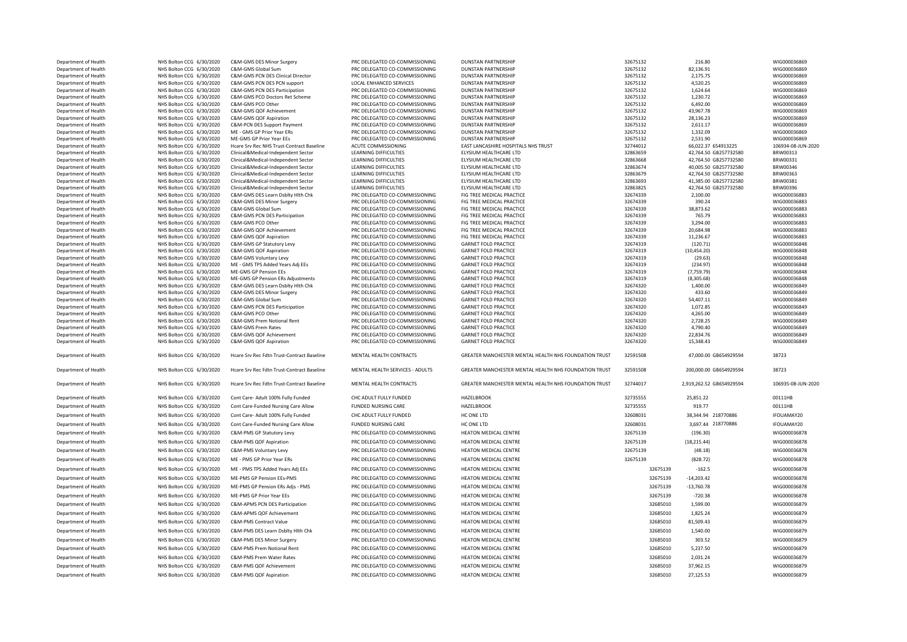| | | | | | | | | |
|---|---|---|---|---|---|---|---|---|
| Department of Health | NHS Bolton CCG | 6/30/2020 | C&M-GMS DES Minor Surgery | PRC DELEGATED CO-COMMISSIONING | DUNSTAN PARTNERSHIP | 32675132 | 216.80 | WIG000036869 |
| Department of Health | NHS Bolton CCG | 6/30/2020 | C&M-GMS Global Sum | PRC DELEGATED CO-COMMISSIONING | DUNSTAN PARTNERSHIP | 32675132 | 82,136.91 | WIG000036869 |
| Department of Health | NHS Bolton CCG | 6/30/2020 | C&M-GMS PCN DES Clinical Director | PRC DELEGATED CO-COMMISSIONING | DUNSTAN PARTNERSHIP | 32675132 | 2,175.75 | WIG000036869 |
| Department of Health | NHS Bolton CCG | 6/30/2020 | C&M-GMS PCN DES PCN support | LOCAL ENHANCED SERVICES | DUNSTAN PARTNERSHIP | 32675132 | 4,520.25 | WIG000036869 |
| Department of Health | NHS Bolton CCG | 6/30/2020 | C&M-GMS PCN DES Participation | PRC DELEGATED CO-COMMISSIONING | DUNSTAN PARTNERSHIP | 32675132 | 1,624.64 | WIG000036869 |
| Department of Health | NHS Bolton CCG | 6/30/2020 | C&M-GMS PCO Doctors Ret Scheme | PRC DELEGATED CO-COMMISSIONING | DUNSTAN PARTNERSHIP | 32675132 | 1,230.72 | WIG000036869 |
| Department of Health | NHS Bolton CCG | 6/30/2020 | C&M-GMS PCO Other | PRC DELEGATED CO-COMMISSIONING | DUNSTAN PARTNERSHIP | 32675132 | 6,492.00 | WIG000036869 |
| Department of Health | NHS Bolton CCG | 6/30/2020 | C&M-GMS QOF Achievement | PRC DELEGATED CO-COMMISSIONING | DUNSTAN PARTNERSHIP | 32675132 | 43,967.78 | WIG000036869 |
| Department of Health | NHS Bolton CCG | 6/30/2020 | C&M-GMS QOF Aspiration | PRC DELEGATED CO-COMMISSIONING | DUNSTAN PARTNERSHIP | 32675132 | 28,136.23 | WIG000036869 |
| Department of Health | NHS Bolton CCG | 6/30/2020 | C&M-PCN DES Support Payment | PRC DELEGATED CO-COMMISSIONING | DUNSTAN PARTNERSHIP | 32675132 | 2,611.17 | WIG000036869 |
| Department of Health | NHS Bolton CCG | 6/30/2020 | ME - GMS GP Prior Year ERs | PRC DELEGATED CO-COMMISSIONING | DUNSTAN PARTNERSHIP | 32675132 | 1,332.09 | WIG000036869 |
| Department of Health | NHS Bolton CCG | 6/30/2020 | ME-GMS GP Prior Year EEs | PRC DELEGATED CO-COMMISSIONING | DUNSTAN PARTNERSHIP | 32675132 | 2,531.90 | WIG000036869 |
| Department of Health | NHS Bolton CCG | 6/30/2020 | Hcare Srv Rec NHS Trust-Contract Baseline | ACUTE COMMISSIONING | EAST LANCASHIRE HOSPITALS NHS TRUST | 32744012 | 66,022.37 654913225 | 106934-08-JUN-2020 |
| Department of Health | NHS Bolton CCG | 6/30/2020 | Clinical&Medical-Independent Sector | LEARNING DIFFICULTIES | ELYSIUM HEALTHCARE LTD | 32863659 | 42,764.50 GB257732580 | BRW00313 |
| Department of Health | NHS Bolton CCG | 6/30/2020 | Clinical&Medical-Independent Sector | LEARNING DIFFICULTIES | ELYSIUM HEALTHCARE LTD | 32863668 | 42,764.50 GB257732580 | BRW00331 |
| Department of Health | NHS Bolton CCG | 6/30/2020 | Clinical&Medical-Independent Sector | LEARNING DIFFICULTIES | ELYSIUM HEALTHCARE LTD | 32863674 | 40,005.50 GB257732580 | BRW00346 |
| Department of Health | NHS Bolton CCG | 6/30/2020 | Clinical&Medical-Independent Sector | LEARNING DIFFICULTIES | ELYSIUM HEALTHCARE LTD | 32863679 | 42,764.50 GB257732580 | BRW00363 |
| Department of Health | NHS Bolton CCG | 6/30/2020 | Clinical&Medical-Independent Sector | LEARNING DIFFICULTIES | ELYSIUM HEALTHCARE LTD | 32863693 | 41,385.00 GB257732580 | BRW00381 |
| Department of Health | NHS Bolton CCG | 6/30/2020 | Clinical&Medical-Independent Sector | LEARNING DIFFICULTIES | ELYSIUM HEALTHCARE LTD | 32863825 | 42,764.50 GB257732580 | BRW00396 |
| Department of Health | NHS Bolton CCG | 6/30/2020 | C&M-GMS DES Learn Dsblty Hlth Chk | PRC DELEGATED CO-COMMISSIONING | FIG TREE MEDICAL PRACTICE | 32674339 | 2,100.00 | WIG000036883 |
| Department of Health | NHS Bolton CCG | 6/30/2020 | C&M-GMS DES Minor Surgery | PRC DELEGATED CO-COMMISSIONING | FIG TREE MEDICAL PRACTICE | 32674339 | 390.24 | WIG000036883 |
| Department of Health | NHS Bolton CCG | 6/30/2020 | C&M-GMS Global Sum | PRC DELEGATED CO-COMMISSIONING | FIG TREE MEDICAL PRACTICE | 32674339 | 38,873.62 | WIG000036883 |
| Department of Health | NHS Bolton CCG | 6/30/2020 | C&M-GMS PCN DES Participation | PRC DELEGATED CO-COMMISSIONING | FIG TREE MEDICAL PRACTICE | 32674339 | 765.79 | WIG000036883 |
| Department of Health | NHS Bolton CCG | 6/30/2020 | C&M-GMS PCO Other | PRC DELEGATED CO-COMMISSIONING | FIG TREE MEDICAL PRACTICE | 32674339 | 3,294.00 | WIG000036883 |
| Department of Health | NHS Bolton CCG | 6/30/2020 | C&M-GMS QOF Achievement | PRC DELEGATED CO-COMMISSIONING | FIG TREE MEDICAL PRACTICE | 32674339 | 20,684.98 | WIG000036883 |
| Department of Health | NHS Bolton CCG | 6/30/2020 | C&M-GMS QOF Aspiration | PRC DELEGATED CO-COMMISSIONING | FIG TREE MEDICAL PRACTICE | 32674339 | 11,236.67 | WIG000036883 |
| Department of Health | NHS Bolton CCG | 6/30/2020 | C&M-GMS GP Statutory Levy | PRC DELEGATED CO-COMMISSIONING | GARNET FOLD PRACTICE | 32674319 | (120.71) | WIG000036848 |
| Department of Health | NHS Bolton CCG | 6/30/2020 | C&M-GMS QOF Aspiration | PRC DELEGATED CO-COMMISSIONING | GARNET FOLD PRACTICE | 32674319 | (10,454.20) | WIG000036848 |
| Department of Health | NHS Bolton CCG | 6/30/2020 | C&M-GMS Voluntary Levy | PRC DELEGATED CO-COMMISSIONING | GARNET FOLD PRACTICE | 32674319 | (29.63) | WIG000036848 |
| Department of Health | NHS Bolton CCG | 6/30/2020 | ME - GMS TPS Added Years Adj EEs | PRC DELEGATED CO-COMMISSIONING | GARNET FOLD PRACTICE | 32674319 | (234.97) | WIG000036848 |
| Department of Health | NHS Bolton CCG | 6/30/2020 | ME-GMS GP Pension EEs | PRC DELEGATED CO-COMMISSIONING | GARNET FOLD PRACTICE | 32674319 | (7,759.79) | WIG000036848 |
| Department of Health | NHS Bolton CCG | 6/30/2020 | ME-GMS GP Pension ERs Adjustments | PRC DELEGATED CO-COMMISSIONING | GARNET FOLD PRACTICE | 32674319 | (8,305.68) | WIG000036848 |
| Department of Health | NHS Bolton CCG | 6/30/2020 | C&M-GMS DES Learn Dsblty Hlth Chk | PRC DELEGATED CO-COMMISSIONING | GARNET FOLD PRACTICE | 32674320 | 1,400.00 | WIG000036849 |
| Department of Health | NHS Bolton CCG | 6/30/2020 | C&M-GMS DES Minor Surgery | PRC DELEGATED CO-COMMISSIONING | GARNET FOLD PRACTICE | 32674320 | 433.60 | WIG000036849 |
| Department of Health | NHS Bolton CCG | 6/30/2020 | C&M-GMS Global Sum | PRC DELEGATED CO-COMMISSIONING | GARNET FOLD PRACTICE | 32674320 | 54,407.11 | WIG000036849 |
| Department of Health | NHS Bolton CCG | 6/30/2020 | C&M-GMS PCN DES Participation | PRC DELEGATED CO-COMMISSIONING | GARNET FOLD PRACTICE | 32674320 | 1,072.85 | WIG000036849 |
| Department of Health | NHS Bolton CCG | 6/30/2020 | C&M-GMS PCO Other | PRC DELEGATED CO-COMMISSIONING | GARNET FOLD PRACTICE | 32674320 | 4,265.00 | WIG000036849 |
| Department of Health | NHS Bolton CCG | 6/30/2020 | C&M-GMS Prem Notional Rent | PRC DELEGATED CO-COMMISSIONING | GARNET FOLD PRACTICE | 32674320 | 2,728.25 | WIG000036849 |
| Department of Health | NHS Bolton CCG | 6/30/2020 | C&M-GMS Prem Rates | PRC DELEGATED CO-COMMISSIONING | GARNET FOLD PRACTICE | 32674320 | 4,790.40 | WIG000036849 |
| Department of Health | NHS Bolton CCG | 6/30/2020 | C&M-GMS QOF Achievement | PRC DELEGATED CO-COMMISSIONING | GARNET FOLD PRACTICE | 32674320 | 22,834.76 | WIG000036849 |
| Department of Health | NHS Bolton CCG | 6/30/2020 | C&M-GMS QOF Aspiration | PRC DELEGATED CO-COMMISSIONING | GARNET FOLD PRACTICE | 32674320 | 15,348.43 | WIG000036849 |
| Department of Health | NHS Bolton CCG | 6/30/2020 | Hcare Srv Rec Fdtn Trust-Contract Baseline | MENTAL HEALTH CONTRACTS | GREATER MANCHESTER MENTAL HEALTH NHS FOUNDATION TRUST | 32591508 | 47,000.00 GB654929594 | 38723 |
| Department of Health | NHS Bolton CCG | 6/30/2020 | Hcare Srv Rec Fdtn Trust-Contract Baseline | MENTAL HEALTH SERVICES - ADULTS | GREATER MANCHESTER MENTAL HEALTH NHS FOUNDATION TRUST | 32591508 | 200,000.00 GB654929594 | 38723 |
| Department of Health | NHS Bolton CCG | 6/30/2020 | Hcare Srv Rec Fdtn Trust-Contract Baseline | MENTAL HEALTH CONTRACTS | GREATER MANCHESTER MENTAL HEALTH NHS FOUNDATION TRUST | 32744017 | 2,919,262.52 GB654929594 | 106935-08-JUN-2020 |
| Department of Health | NHS Bolton CCG | 6/30/2020 | Cont Care- Adult 100% Fully Funded | CHC ADULT FULLY FUNDED | HAZELBROOK | 32735555 | 25,851.22 | 00111HB |
| Department of Health | NHS Bolton CCG | 6/30/2020 | Cont Care-Funded Nursing Care Allow | FUNDED NURSING CARE | HAZELBROOK | 32735555 | 919.77 | 00111HB |
| Department of Health | NHS Bolton CCG | 6/30/2020 | Cont Care- Adult 100% Fully Funded | CHC ADULT FULLY FUNDED | HC ONE LTD | 32608031 | 38,344.94 218770886 | IFOUAMAY20 |
| Department of Health | NHS Bolton CCG | 6/30/2020 | Cont Care-Funded Nursing Care Allow | FUNDED NURSING CARE | HC ONE LTD | 32608031 | 3,697.44 218770886 | IFOUAMAY20 |
| Department of Health | NHS Bolton CCG | 6/30/2020 | C&M-PMS GP Statutory Levy | PRC DELEGATED CO-COMMISSIONING | HEATON MEDICAL CENTRE | 32675139 | (196.30) | WIG000036878 |
| Department of Health | NHS Bolton CCG | 6/30/2020 | C&M-PMS QOF Aspiration | PRC DELEGATED CO-COMMISSIONING | HEATON MEDICAL CENTRE | 32675139 | (18,215.44) | WIG000036878 |
| Department of Health | NHS Bolton CCG | 6/30/2020 | C&M-PMS Voluntary Levy | PRC DELEGATED CO-COMMISSIONING | HEATON MEDICAL CENTRE | 32675139 | (48.18) | WIG000036878 |
| Department of Health | NHS Bolton CCG | 6/30/2020 | ME - PMS GP Prior Year ERs | PRC DELEGATED CO-COMMISSIONING | HEATON MEDICAL CENTRE | 32675139 | (828.72) | WIG000036878 |
| Department of Health | NHS Bolton CCG | 6/30/2020 | ME - PMS TPS Added Years Adj EEs | PRC DELEGATED CO-COMMISSIONING | HEATON MEDICAL CENTRE | 32675139 | -162.5 | WIG000036878 |
| Department of Health | NHS Bolton CCG | 6/30/2020 | ME-PMS GP Pension EEs-PMS | PRC DELEGATED CO-COMMISSIONING | HEATON MEDICAL CENTRE | 32675139 | -14,203.42 | WIG000036878 |
| Department of Health | NHS Bolton CCG | 6/30/2020 | ME-PMS GP Pension ERs Adjs - PMS | PRC DELEGATED CO-COMMISSIONING | HEATON MEDICAL CENTRE | 32675139 | -13,760.78 | WIG000036878 |
| Department of Health | NHS Bolton CCG | 6/30/2020 | ME-PMS GP Prior Year EEs | PRC DELEGATED CO-COMMISSIONING | HEATON MEDICAL CENTRE | 32675139 | -720.38 | WIG000036878 |
| Department of Health | NHS Bolton CCG | 6/30/2020 | C&M-APMS PCN DES Participation | PRC DELEGATED CO-COMMISSIONING | HEATON MEDICAL CENTRE | 32685010 | 1,599.00 | WIG000036879 |
| Department of Health | NHS Bolton CCG | 6/30/2020 | C&M-APMS QOF Achievement | PRC DELEGATED CO-COMMISSIONING | HEATON MEDICAL CENTRE | 32685010 | 1,825.24 | WIG000036879 |
| Department of Health | NHS Bolton CCG | 6/30/2020 | C&M-PMS Contract Value | PRC DELEGATED CO-COMMISSIONING | HEATON MEDICAL CENTRE | 32685010 | 81,509.43 | WIG000036879 |
| Department of Health | NHS Bolton CCG | 6/30/2020 | C&M-PMS DES Learn Dsblty Hlth Chk | PRC DELEGATED CO-COMMISSIONING | HEATON MEDICAL CENTRE | 32685010 | 1,540.00 | WIG000036879 |
| Department of Health | NHS Bolton CCG | 6/30/2020 | C&M-PMS DES Minor Surgery | PRC DELEGATED CO-COMMISSIONING | HEATON MEDICAL CENTRE | 32685010 | 303.52 | WIG000036879 |
| Department of Health | NHS Bolton CCG | 6/30/2020 | C&M-PMS Prem Notional Rent | PRC DELEGATED CO-COMMISSIONING | HEATON MEDICAL CENTRE | 32685010 | 5,237.50 | WIG000036879 |
| Department of Health | NHS Bolton CCG | 6/30/2020 | C&M-PMS Prem Water Rates | PRC DELEGATED CO-COMMISSIONING | HEATON MEDICAL CENTRE | 32685010 | 2,031.24 | WIG000036879 |
| Department of Health | NHS Bolton CCG | 6/30/2020 | C&M-PMS QOF Achievement | PRC DELEGATED CO-COMMISSIONING | HEATON MEDICAL CENTRE | 32685010 | 37,962.15 | WIG000036879 |
| Department of Health | NHS Bolton CCG | 6/30/2020 | C&M-PMS QOF Aspiration | PRC DELEGATED CO-COMMISSIONING | HEATON MEDICAL CENTRE | 32685010 | 27,125.53 | WIG000036879 |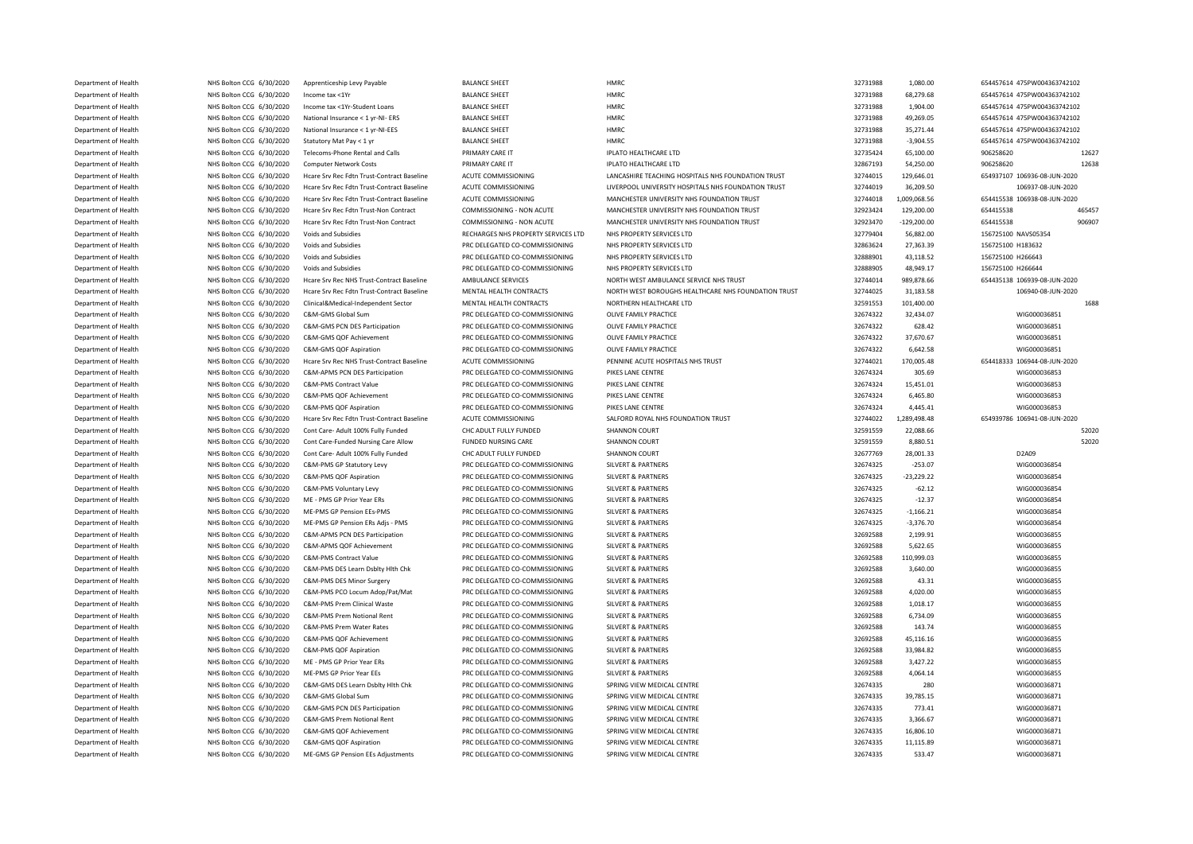| | | | | | | | | | |
|---|---|---|---|---|---|---|---|---|---|
| Department of Health | NHS Bolton CCG | 6/30/2020 | Apprenticeship Levy Payable | BALANCE SHEET | HMRC | 32731988 | 1,080.00 | 654457614 | 475PW004363742102 |
| Department of Health | NHS Bolton CCG | 6/30/2020 | Income tax <1Yr | BALANCE SHEET | HMRC | 32731988 | 68,279.68 | 654457614 | 475PW004363742102 |
| Department of Health | NHS Bolton CCG | 6/30/2020 | Income tax <1Yr-Student Loans | BALANCE SHEET | HMRC | 32731988 | 1,904.00 | 654457614 | 475PW004363742102 |
| Department of Health | NHS Bolton CCG | 6/30/2020 | National Insurance < 1 yr-NI- ERS | BALANCE SHEET | HMRC | 32731988 | 49,269.05 | 654457614 | 475PW004363742102 |
| Department of Health | NHS Bolton CCG | 6/30/2020 | National Insurance < 1 yr-NI-EES | BALANCE SHEET | HMRC | 32731988 | 35,271.44 | 654457614 | 475PW004363742102 |
| Department of Health | NHS Bolton CCG | 6/30/2020 | Statutory Mat Pay < 1 yr | BALANCE SHEET | HMRC | 32731988 | -3,904.55 | 654457614 | 475PW004363742102 |
| Department of Health | NHS Bolton CCG | 6/30/2020 | Telecoms-Phone Rental and Calls | PRIMARY CARE IT | IPLATO HEALTHCARE LTD | 32735424 | 65,100.00 | 906258620 | 12627 |
| Department of Health | NHS Bolton CCG | 6/30/2020 | Computer Network Costs | PRIMARY CARE IT | IPLATO HEALTHCARE LTD | 32867193 | 54,250.00 | 906258620 | 12638 |
| Department of Health | NHS Bolton CCG | 6/30/2020 | Hcare Srv Rec Fdtn Trust-Contract Baseline | ACUTE COMMISSIONING | LANCASHIRE TEACHING HOSPITALS NHS FOUNDATION TRUST | 32744015 | 129,646.01 | 654937107 | 106936-08-JUN-2020 |
| Department of Health | NHS Bolton CCG | 6/30/2020 | Hcare Srv Rec Fdtn Trust-Contract Baseline | ACUTE COMMISSIONING | LIVERPOOL UNIVERSITY HOSPITALS NHS FOUNDATION TRUST | 32744019 | 36,209.50 | | 106937-08-JUN-2020 |
| Department of Health | NHS Bolton CCG | 6/30/2020 | Hcare Srv Rec Fdtn Trust-Contract Baseline | ACUTE COMMISSIONING | MANCHESTER UNIVERSITY NHS FOUNDATION TRUST | 32744018 | 1,009,068.56 | 654415538 | 106938-08-JUN-2020 |
| Department of Health | NHS Bolton CCG | 6/30/2020 | Hcare Srv Rec Fdtn Trust-Non Contract | COMMISSIONING - NON ACUTE | MANCHESTER UNIVERSITY NHS FOUNDATION TRUST | 32923424 | 129,200.00 | 654415538 | 465457 |
| Department of Health | NHS Bolton CCG | 6/30/2020 | Hcare Srv Rec Fdtn Trust-Non Contract | COMMISSIONING - NON ACUTE | MANCHESTER UNIVERSITY NHS FOUNDATION TRUST | 32923470 | -129,200.00 | 654415538 | 906907 |
| Department of Health | NHS Bolton CCG | 6/30/2020 | Voids and Subsidies | RECHARGES NHS PROPERTY SERVICES LTD | NHS PROPERTY SERVICES LTD | 32779404 | 56,882.00 | 156725100 | NAVS05354 |
| Department of Health | NHS Bolton CCG | 6/30/2020 | Voids and Subsidies | PRC DELEGATED CO-COMMISSIONING | NHS PROPERTY SERVICES LTD | 32863624 | 27,363.39 | 156725100 | H183632 |
| Department of Health | NHS Bolton CCG | 6/30/2020 | Voids and Subsidies | PRC DELEGATED CO-COMMISSIONING | NHS PROPERTY SERVICES LTD | 32888901 | 43,118.52 | 156725100 | H266643 |
| Department of Health | NHS Bolton CCG | 6/30/2020 | Voids and Subsidies | PRC DELEGATED CO-COMMISSIONING | NHS PROPERTY SERVICES LTD | 32888905 | 48,949.17 | 156725100 | H266644 |
| Department of Health | NHS Bolton CCG | 6/30/2020 | Hcare Srv Rec NHS Trust-Contract Baseline | AMBULANCE SERVICES | NORTH WEST AMBULANCE SERVICE NHS TRUST | 32744014 | 989,878.66 | 654435138 | 106939-08-JUN-2020 |
| Department of Health | NHS Bolton CCG | 6/30/2020 | Hcare Srv Rec Fdtn Trust-Contract Baseline | MENTAL HEALTH CONTRACTS | NORTH WEST BOROUGHS HEALTHCARE NHS FOUNDATION TRUST | 32744025 | 31,183.58 | | 106940-08-JUN-2020 |
| Department of Health | NHS Bolton CCG | 6/30/2020 | Clinical&Medical-Independent Sector | MENTAL HEALTH CONTRACTS | NORTHERN HEALTHCARE LTD | 32591553 | 101,400.00 | | 1688 |
| Department of Health | NHS Bolton CCG | 6/30/2020 | C&M-GMS Global Sum | PRC DELEGATED CO-COMMISSIONING | OLIVE FAMILY PRACTICE | 32674322 | 32,434.07 | | WIG000036851 |
| Department of Health | NHS Bolton CCG | 6/30/2020 | C&M-GMS PCN DES Participation | PRC DELEGATED CO-COMMISSIONING | OLIVE FAMILY PRACTICE | 32674322 | 628.42 | | WIG000036851 |
| Department of Health | NHS Bolton CCG | 6/30/2020 | C&M-GMS QOF Achievement | PRC DELEGATED CO-COMMISSIONING | OLIVE FAMILY PRACTICE | 32674322 | 37,670.67 | | WIG000036851 |
| Department of Health | NHS Bolton CCG | 6/30/2020 | C&M-GMS QOF Aspiration | PRC DELEGATED CO-COMMISSIONING | OLIVE FAMILY PRACTICE | 32674322 | 6,642.58 | | WIG000036851 |
| Department of Health | NHS Bolton CCG | 6/30/2020 | Hcare Srv Rec NHS Trust-Contract Baseline | ACUTE COMMISSIONING | PENNINE ACUTE HOSPITALS NHS TRUST | 32744021 | 170,005.48 | 654418333 | 106944-08-JUN-2020 |
| Department of Health | NHS Bolton CCG | 6/30/2020 | C&M-APMS PCN DES Participation | PRC DELEGATED CO-COMMISSIONING | PIKES LANE CENTRE | 32674324 | 305.69 | | WIG000036853 |
| Department of Health | NHS Bolton CCG | 6/30/2020 | C&M-PMS Contract Value | PRC DELEGATED CO-COMMISSIONING | PIKES LANE CENTRE | 32674324 | 15,451.01 | | WIG000036853 |
| Department of Health | NHS Bolton CCG | 6/30/2020 | C&M-PMS QOF Achievement | PRC DELEGATED CO-COMMISSIONING | PIKES LANE CENTRE | 32674324 | 6,465.80 | | WIG000036853 |
| Department of Health | NHS Bolton CCG | 6/30/2020 | C&M-PMS QOF Aspiration | PRC DELEGATED CO-COMMISSIONING | PIKES LANE CENTRE | 32674324 | 4,445.41 | | WIG000036853 |
| Department of Health | NHS Bolton CCG | 6/30/2020 | Hcare Srv Rec Fdtn Trust-Contract Baseline | ACUTE COMMISSIONING | SALFORD ROYAL NHS FOUNDATION TRUST | 32744022 | 1,289,498.48 | 654939786 | 106941-08-JUN-2020 |
| Department of Health | NHS Bolton CCG | 6/30/2020 | Cont Care- Adult 100% Fully Funded | CHC ADULT FULLY FUNDED | SHANNON COURT | 32591559 | 22,088.66 | | 52020 |
| Department of Health | NHS Bolton CCG | 6/30/2020 | Cont Care-Funded Nursing Care Allow | FUNDED NURSING CARE | SHANNON COURT | 32591559 | 8,880.51 | | 52020 |
| Department of Health | NHS Bolton CCG | 6/30/2020 | Cont Care- Adult 100% Fully Funded | CHC ADULT FULLY FUNDED | SHANNON COURT | 32677769 | 28,001.33 | | D2A09 |
| Department of Health | NHS Bolton CCG | 6/30/2020 | C&M-PMS GP Statutory Levy | PRC DELEGATED CO-COMMISSIONING | SILVERT & PARTNERS | 32674325 | -253.07 | | WIG000036854 |
| Department of Health | NHS Bolton CCG | 6/30/2020 | C&M-PMS QOF Aspiration | PRC DELEGATED CO-COMMISSIONING | SILVERT & PARTNERS | 32674325 | -23,229.22 | | WIG000036854 |
| Department of Health | NHS Bolton CCG | 6/30/2020 | C&M-PMS Voluntary Levy | PRC DELEGATED CO-COMMISSIONING | SILVERT & PARTNERS | 32674325 | -62.12 | | WIG000036854 |
| Department of Health | NHS Bolton CCG | 6/30/2020 | ME - PMS GP Prior Year ERs | PRC DELEGATED CO-COMMISSIONING | SILVERT & PARTNERS | 32674325 | -12.37 | | WIG000036854 |
| Department of Health | NHS Bolton CCG | 6/30/2020 | ME-PMS GP Pension EEs-PMS | PRC DELEGATED CO-COMMISSIONING | SILVERT & PARTNERS | 32674325 | -1,166.21 | | WIG000036854 |
| Department of Health | NHS Bolton CCG | 6/30/2020 | ME-PMS GP Pension ERs Adjs - PMS | PRC DELEGATED CO-COMMISSIONING | SILVERT & PARTNERS | 32674325 | -3,376.70 | | WIG000036854 |
| Department of Health | NHS Bolton CCG | 6/30/2020 | C&M-APMS PCN DES Participation | PRC DELEGATED CO-COMMISSIONING | SILVERT & PARTNERS | 32692588 | 2,199.91 | | WIG000036855 |
| Department of Health | NHS Bolton CCG | 6/30/2020 | C&M-APMS QOF Achievement | PRC DELEGATED CO-COMMISSIONING | SILVERT & PARTNERS | 32692588 | 5,622.65 | | WIG000036855 |
| Department of Health | NHS Bolton CCG | 6/30/2020 | C&M-PMS Contract Value | PRC DELEGATED CO-COMMISSIONING | SILVERT & PARTNERS | 32692588 | 110,999.03 | | WIG000036855 |
| Department of Health | NHS Bolton CCG | 6/30/2020 | C&M-PMS DES Learn Dsblty Hlth Chk | PRC DELEGATED CO-COMMISSIONING | SILVERT & PARTNERS | 32692588 | 3,640.00 | | WIG000036855 |
| Department of Health | NHS Bolton CCG | 6/30/2020 | C&M-PMS DES Minor Surgery | PRC DELEGATED CO-COMMISSIONING | SILVERT & PARTNERS | 32692588 | 43.31 | | WIG000036855 |
| Department of Health | NHS Bolton CCG | 6/30/2020 | C&M-PMS PCO Locum Adop/Pat/Mat | PRC DELEGATED CO-COMMISSIONING | SILVERT & PARTNERS | 32692588 | 4,020.00 | | WIG000036855 |
| Department of Health | NHS Bolton CCG | 6/30/2020 | C&M-PMS Prem Clinical Waste | PRC DELEGATED CO-COMMISSIONING | SILVERT & PARTNERS | 32692588 | 1,018.17 | | WIG000036855 |
| Department of Health | NHS Bolton CCG | 6/30/2020 | C&M-PMS Prem Notional Rent | PRC DELEGATED CO-COMMISSIONING | SILVERT & PARTNERS | 32692588 | 6,734.09 | | WIG000036855 |
| Department of Health | NHS Bolton CCG | 6/30/2020 | C&M-PMS Prem Water Rates | PRC DELEGATED CO-COMMISSIONING | SILVERT & PARTNERS | 32692588 | 143.74 | | WIG000036855 |
| Department of Health | NHS Bolton CCG | 6/30/2020 | C&M-PMS QOF Achievement | PRC DELEGATED CO-COMMISSIONING | SILVERT & PARTNERS | 32692588 | 45,116.16 | | WIG000036855 |
| Department of Health | NHS Bolton CCG | 6/30/2020 | C&M-PMS QOF Aspiration | PRC DELEGATED CO-COMMISSIONING | SILVERT & PARTNERS | 32692588 | 33,984.82 | | WIG000036855 |
| Department of Health | NHS Bolton CCG | 6/30/2020 | ME - PMS GP Prior Year ERs | PRC DELEGATED CO-COMMISSIONING | SILVERT & PARTNERS | 32692588 | 3,427.22 | | WIG000036855 |
| Department of Health | NHS Bolton CCG | 6/30/2020 | ME-PMS GP Prior Year EEs | PRC DELEGATED CO-COMMISSIONING | SILVERT & PARTNERS | 32692588 | 4,064.14 | | WIG000036855 |
| Department of Health | NHS Bolton CCG | 6/30/2020 | C&M-GMS DES Learn Dsblty Hlth Chk | PRC DELEGATED CO-COMMISSIONING | SPRING VIEW MEDICAL CENTRE | 32674335 | 280 | | WIG000036871 |
| Department of Health | NHS Bolton CCG | 6/30/2020 | C&M-GMS Global Sum | PRC DELEGATED CO-COMMISSIONING | SPRING VIEW MEDICAL CENTRE | 32674335 | 39,785.15 | | WIG000036871 |
| Department of Health | NHS Bolton CCG | 6/30/2020 | C&M-GMS PCN DES Participation | PRC DELEGATED CO-COMMISSIONING | SPRING VIEW MEDICAL CENTRE | 32674335 | 773.41 | | WIG000036871 |
| Department of Health | NHS Bolton CCG | 6/30/2020 | C&M-GMS Prem Notional Rent | PRC DELEGATED CO-COMMISSIONING | SPRING VIEW MEDICAL CENTRE | 32674335 | 3,366.67 | | WIG000036871 |
| Department of Health | NHS Bolton CCG | 6/30/2020 | C&M-GMS QOF Achievement | PRC DELEGATED CO-COMMISSIONING | SPRING VIEW MEDICAL CENTRE | 32674335 | 16,806.10 | | WIG000036871 |
| Department of Health | NHS Bolton CCG | 6/30/2020 | C&M-GMS QOF Aspiration | PRC DELEGATED CO-COMMISSIONING | SPRING VIEW MEDICAL CENTRE | 32674335 | 11,115.89 | | WIG000036871 |
| Department of Health | NHS Bolton CCG | 6/30/2020 | ME-GMS GP Pension EEs Adjustments | PRC DELEGATED CO-COMMISSIONING | SPRING VIEW MEDICAL CENTRE | 32674335 | 533.47 | | WIG000036871 |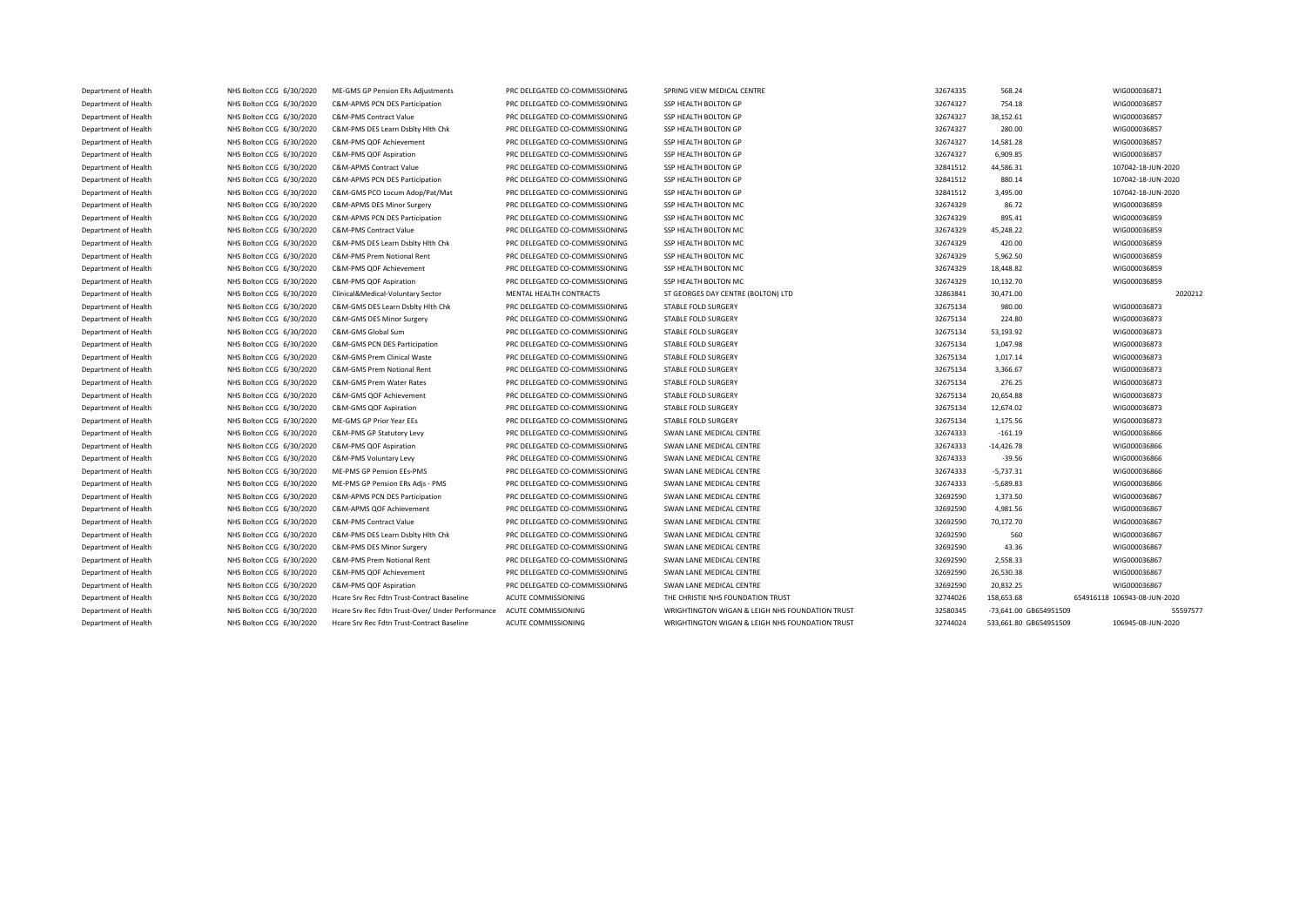| | | | | | | | | |
|---|---|---|---|---|---|---|---|---|
| Department of Health | NHS Bolton CCG | 6/30/2020 | ME-GMS GP Pension ERs Adjustments | PRC DELEGATED CO-COMMISSIONING | SPRING VIEW MEDICAL CENTRE | 32674335 | 568.24 | WIG000036871 |
| Department of Health | NHS Bolton CCG | 6/30/2020 | C&M-APMS PCN DES Participation | PRC DELEGATED CO-COMMISSIONING | SSP HEALTH BOLTON GP | 32674327 | 754.18 | WIG000036857 |
| Department of Health | NHS Bolton CCG | 6/30/2020 | C&M-PMS Contract Value | PRC DELEGATED CO-COMMISSIONING | SSP HEALTH BOLTON GP | 32674327 | 38,152.61 | WIG000036857 |
| Department of Health | NHS Bolton CCG | 6/30/2020 | C&M-PMS DES Learn Dsblty Hlth Chk | PRC DELEGATED CO-COMMISSIONING | SSP HEALTH BOLTON GP | 32674327 | 280.00 | WIG000036857 |
| Department of Health | NHS Bolton CCG | 6/30/2020 | C&M-PMS QOF Achievement | PRC DELEGATED CO-COMMISSIONING | SSP HEALTH BOLTON GP | 32674327 | 14,581.28 | WIG000036857 |
| Department of Health | NHS Bolton CCG | 6/30/2020 | C&M-PMS QOF Aspiration | PRC DELEGATED CO-COMMISSIONING | SSP HEALTH BOLTON GP | 32674327 | 6,909.85 | WIG000036857 |
| Department of Health | NHS Bolton CCG | 6/30/2020 | C&M-APMS Contract Value | PRC DELEGATED CO-COMMISSIONING | SSP HEALTH BOLTON GP | 32841512 | 44,586.31 | 107042-18-JUN-2020 |
| Department of Health | NHS Bolton CCG | 6/30/2020 | C&M-APMS PCN DES Participation | PRC DELEGATED CO-COMMISSIONING | SSP HEALTH BOLTON GP | 32841512 | 880.14 | 107042-18-JUN-2020 |
| Department of Health | NHS Bolton CCG | 6/30/2020 | C&M-GMS PCO Locum Adop/Pat/Mat | PRC DELEGATED CO-COMMISSIONING | SSP HEALTH BOLTON GP | 32841512 | 3,495.00 | 107042-18-JUN-2020 |
| Department of Health | NHS Bolton CCG | 6/30/2020 | C&M-APMS DES Minor Surgery | PRC DELEGATED CO-COMMISSIONING | SSP HEALTH BOLTON MC | 32674329 | 86.72 | WIG000036859 |
| Department of Health | NHS Bolton CCG | 6/30/2020 | C&M-APMS PCN DES Participation | PRC DELEGATED CO-COMMISSIONING | SSP HEALTH BOLTON MC | 32674329 | 895.41 | WIG000036859 |
| Department of Health | NHS Bolton CCG | 6/30/2020 | C&M-PMS Contract Value | PRC DELEGATED CO-COMMISSIONING | SSP HEALTH BOLTON MC | 32674329 | 45,248.22 | WIG000036859 |
| Department of Health | NHS Bolton CCG | 6/30/2020 | C&M-PMS DES Learn Dsblty Hlth Chk | PRC DELEGATED CO-COMMISSIONING | SSP HEALTH BOLTON MC | 32674329 | 420.00 | WIG000036859 |
| Department of Health | NHS Bolton CCG | 6/30/2020 | C&M-PMS Prem Notional Rent | PRC DELEGATED CO-COMMISSIONING | SSP HEALTH BOLTON MC | 32674329 | 5,962.50 | WIG000036859 |
| Department of Health | NHS Bolton CCG | 6/30/2020 | C&M-PMS QOF Achievement | PRC DELEGATED CO-COMMISSIONING | SSP HEALTH BOLTON MC | 32674329 | 18,448.82 | WIG000036859 |
| Department of Health | NHS Bolton CCG | 6/30/2020 | C&M-PMS QOF Aspiration | PRC DELEGATED CO-COMMISSIONING | SSP HEALTH BOLTON MC | 32674329 | 10,132.70 | WIG000036859 |
| Department of Health | NHS Bolton CCG | 6/30/2020 | Clinical&Medical-Voluntary Sector | MENTAL HEALTH CONTRACTS | ST GEORGES DAY CENTRE (BOLTON) LTD | 32863841 | 30,471.00 | 2020212 |
| Department of Health | NHS Bolton CCG | 6/30/2020 | C&M-GMS DES Learn Dsblty Hlth Chk | PRC DELEGATED CO-COMMISSIONING | STABLE FOLD SURGERY | 32675134 | 980.00 | WIG000036873 |
| Department of Health | NHS Bolton CCG | 6/30/2020 | C&M-GMS DES Minor Surgery | PRC DELEGATED CO-COMMISSIONING | STABLE FOLD SURGERY | 32675134 | 224.80 | WIG000036873 |
| Department of Health | NHS Bolton CCG | 6/30/2020 | C&M-GMS Global Sum | PRC DELEGATED CO-COMMISSIONING | STABLE FOLD SURGERY | 32675134 | 53,193.92 | WIG000036873 |
| Department of Health | NHS Bolton CCG | 6/30/2020 | C&M-GMS PCN DES Participation | PRC DELEGATED CO-COMMISSIONING | STABLE FOLD SURGERY | 32675134 | 1,047.98 | WIG000036873 |
| Department of Health | NHS Bolton CCG | 6/30/2020 | C&M-GMS Prem Clinical Waste | PRC DELEGATED CO-COMMISSIONING | STABLE FOLD SURGERY | 32675134 | 1,017.14 | WIG000036873 |
| Department of Health | NHS Bolton CCG | 6/30/2020 | C&M-GMS Prem Notional Rent | PRC DELEGATED CO-COMMISSIONING | STABLE FOLD SURGERY | 32675134 | 3,366.67 | WIG000036873 |
| Department of Health | NHS Bolton CCG | 6/30/2020 | C&M-GMS Prem Water Rates | PRC DELEGATED CO-COMMISSIONING | STABLE FOLD SURGERY | 32675134 | 276.25 | WIG000036873 |
| Department of Health | NHS Bolton CCG | 6/30/2020 | C&M-GMS QOF Achievement | PRC DELEGATED CO-COMMISSIONING | STABLE FOLD SURGERY | 32675134 | 20,654.88 | WIG000036873 |
| Department of Health | NHS Bolton CCG | 6/30/2020 | C&M-GMS QOF Aspiration | PRC DELEGATED CO-COMMISSIONING | STABLE FOLD SURGERY | 32675134 | 12,674.02 | WIG000036873 |
| Department of Health | NHS Bolton CCG | 6/30/2020 | ME-GMS GP Prior Year EEs | PRC DELEGATED CO-COMMISSIONING | STABLE FOLD SURGERY | 32675134 | 1,175.56 | WIG000036873 |
| Department of Health | NHS Bolton CCG | 6/30/2020 | C&M-PMS GP Statutory Levy | PRC DELEGATED CO-COMMISSIONING | SWAN LANE MEDICAL CENTRE | 32674333 | -161.19 | WIG000036866 |
| Department of Health | NHS Bolton CCG | 6/30/2020 | C&M-PMS QOF Aspiration | PRC DELEGATED CO-COMMISSIONING | SWAN LANE MEDICAL CENTRE | 32674333 | -14,426.78 | WIG000036866 |
| Department of Health | NHS Bolton CCG | 6/30/2020 | C&M-PMS Voluntary Levy | PRC DELEGATED CO-COMMISSIONING | SWAN LANE MEDICAL CENTRE | 32674333 | -39.56 | WIG000036866 |
| Department of Health | NHS Bolton CCG | 6/30/2020 | ME-PMS GP Pension EEs-PMS | PRC DELEGATED CO-COMMISSIONING | SWAN LANE MEDICAL CENTRE | 32674333 | -5,737.31 | WIG000036866 |
| Department of Health | NHS Bolton CCG | 6/30/2020 | ME-PMS GP Pension ERs Adjs - PMS | PRC DELEGATED CO-COMMISSIONING | SWAN LANE MEDICAL CENTRE | 32674333 | -5,689.83 | WIG000036866 |
| Department of Health | NHS Bolton CCG | 6/30/2020 | C&M-APMS PCN DES Participation | PRC DELEGATED CO-COMMISSIONING | SWAN LANE MEDICAL CENTRE | 32692590 | 1,373.50 | WIG000036867 |
| Department of Health | NHS Bolton CCG | 6/30/2020 | C&M-APMS QOF Achievement | PRC DELEGATED CO-COMMISSIONING | SWAN LANE MEDICAL CENTRE | 32692590 | 4,981.56 | WIG000036867 |
| Department of Health | NHS Bolton CCG | 6/30/2020 | C&M-PMS Contract Value | PRC DELEGATED CO-COMMISSIONING | SWAN LANE MEDICAL CENTRE | 32692590 | 70,172.70 | WIG000036867 |
| Department of Health | NHS Bolton CCG | 6/30/2020 | C&M-PMS DES Learn Dsblty Hlth Chk | PRC DELEGATED CO-COMMISSIONING | SWAN LANE MEDICAL CENTRE | 32692590 | 560 | WIG000036867 |
| Department of Health | NHS Bolton CCG | 6/30/2020 | C&M-PMS DES Minor Surgery | PRC DELEGATED CO-COMMISSIONING | SWAN LANE MEDICAL CENTRE | 32692590 | 43.36 | WIG000036867 |
| Department of Health | NHS Bolton CCG | 6/30/2020 | C&M-PMS Prem Notional Rent | PRC DELEGATED CO-COMMISSIONING | SWAN LANE MEDICAL CENTRE | 32692590 | 2,558.33 | WIG000036867 |
| Department of Health | NHS Bolton CCG | 6/30/2020 | C&M-PMS QOF Achievement | PRC DELEGATED CO-COMMISSIONING | SWAN LANE MEDICAL CENTRE | 32692590 | 26,530.38 | WIG000036867 |
| Department of Health | NHS Bolton CCG | 6/30/2020 | C&M-PMS QOF Aspiration | PRC DELEGATED CO-COMMISSIONING | SWAN LANE MEDICAL CENTRE | 32692590 | 20,832.25 | WIG000036867 |
| Department of Health | NHS Bolton CCG | 6/30/2020 | Hcare Srv Rec Fdtn Trust-Contract Baseline | ACUTE COMMISSIONING | THE CHRISTIE NHS FOUNDATION TRUST | 32744026 | 158,653.68 | 654916118 106943-08-JUN-2020 |
| Department of Health | NHS Bolton CCG | 6/30/2020 | Hcare Srv Rec Fdtn Trust-Over/ Under Performance | ACUTE COMMISSIONING | WRIGHTINGTON WIGAN & LEIGH NHS FOUNDATION TRUST | 32580345 | -73,641.00 GB654951509 | 55597577 |
| Department of Health | NHS Bolton CCG | 6/30/2020 | Hcare Srv Rec Fdtn Trust-Contract Baseline | ACUTE COMMISSIONING | WRIGHTINGTON WIGAN & LEIGH NHS FOUNDATION TRUST | 32744024 | 533,661.80 GB654951509 | 106945-08-JUN-2020 |